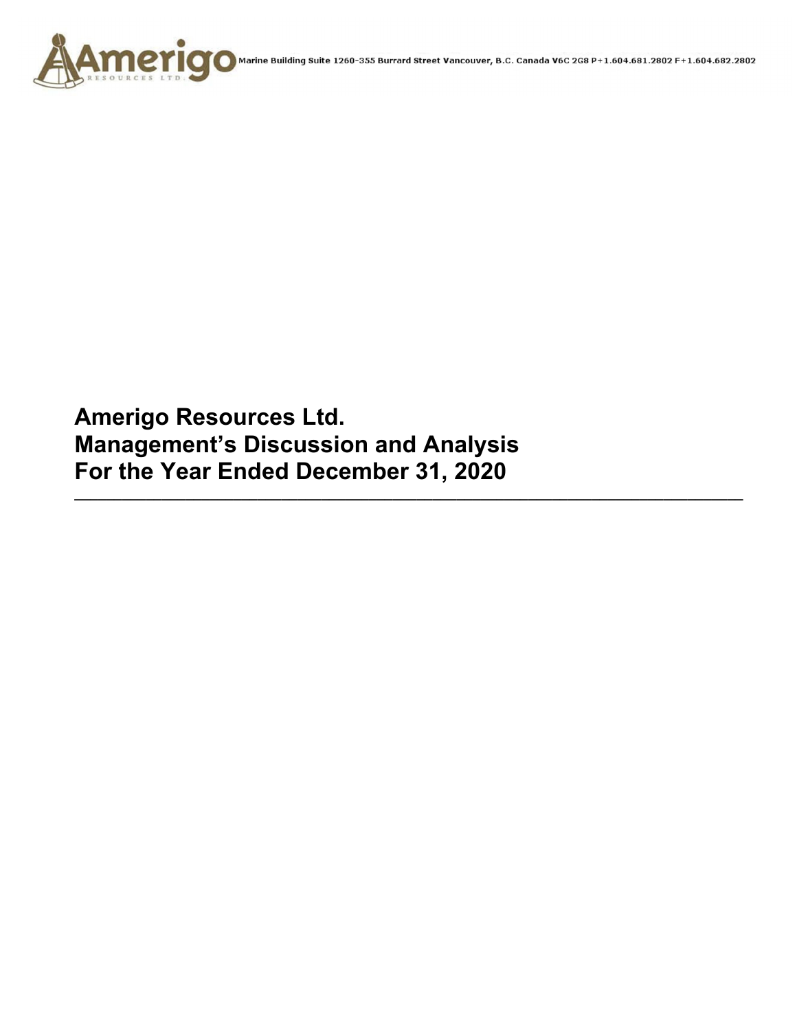Amerigo RESOURCES LTD. Marine Building Suite 1260-355 Burrard Street Vancouver, B.C. Canada V6C 2G8 P+1.604.681.2802 F+1.604.682.2802

# Amerigo Resources Ltd.
# Management's Discussion and Analysis
# For the Year Ended December 31, 2020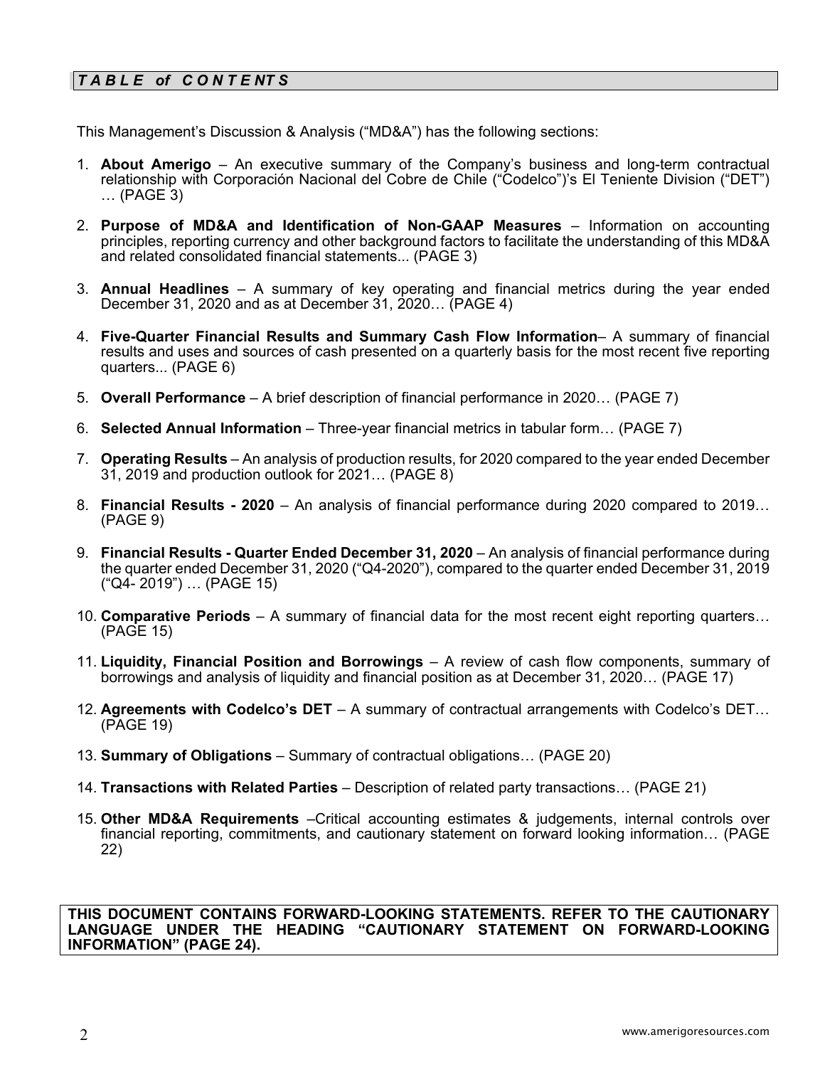## *TABLE of CONTENTS*

This Management's Discussion & Analysis ("MD&A") has the following sections:

1. **About Amerigo** – An executive summary of the Company's business and long-term contractual relationship with Corporación Nacional del Cobre de Chile ("Codelco")'s El Teniente Division ("DET") … (PAGE 3)

2. **Purpose of MD&A and Identification of Non-GAAP Measures** – Information on accounting principles, reporting currency and other background factors to facilitate the understanding of this MD&A and related consolidated financial statements... (PAGE 3)

3. **Annual Headlines** – A summary of key operating and financial metrics during the year ended December 31, 2020 and as at December 31, 2020… (PAGE 4)

4. **Five-Quarter Financial Results and Summary Cash Flow Information**– A summary of financial results and uses and sources of cash presented on a quarterly basis for the most recent five reporting quarters... (PAGE 6)

5. **Overall Performance** – A brief description of financial performance in 2020… (PAGE 7)

6. **Selected Annual Information** – Three-year financial metrics in tabular form… (PAGE 7)

7. **Operating Results** – An analysis of production results, for 2020 compared to the year ended December 31, 2019 and production outlook for 2021… (PAGE 8)

8. **Financial Results - 2020** – An analysis of financial performance during 2020 compared to 2019… (PAGE 9)

9. **Financial Results - Quarter Ended December 31, 2020** – An analysis of financial performance during the quarter ended December 31, 2020 ("Q4-2020"), compared to the quarter ended December 31, 2019 ("Q4- 2019") … (PAGE 15)

10. **Comparative Periods** – A summary of financial data for the most recent eight reporting quarters… (PAGE 15)

11. **Liquidity, Financial Position and Borrowings** – A review of cash flow components, summary of borrowings and analysis of liquidity and financial position as at December 31, 2020… (PAGE 17)

12. **Agreements with Codelco's DET** – A summary of contractual arrangements with Codelco's DET… (PAGE 19)

13. **Summary of Obligations** – Summary of contractual obligations… (PAGE 20)

14. **Transactions with Related Parties** – Description of related party transactions… (PAGE 21)

15. **Other MD&A Requirements** –Critical accounting estimates & judgements, internal controls over financial reporting, commitments, and cautionary statement on forward looking information… (PAGE 22)

**THIS DOCUMENT CONTAINS FORWARD-LOOKING STATEMENTS. REFER TO THE CAUTIONARY LANGUAGE UNDER THE HEADING "CAUTIONARY STATEMENT ON FORWARD-LOOKING INFORMATION" (PAGE 24).**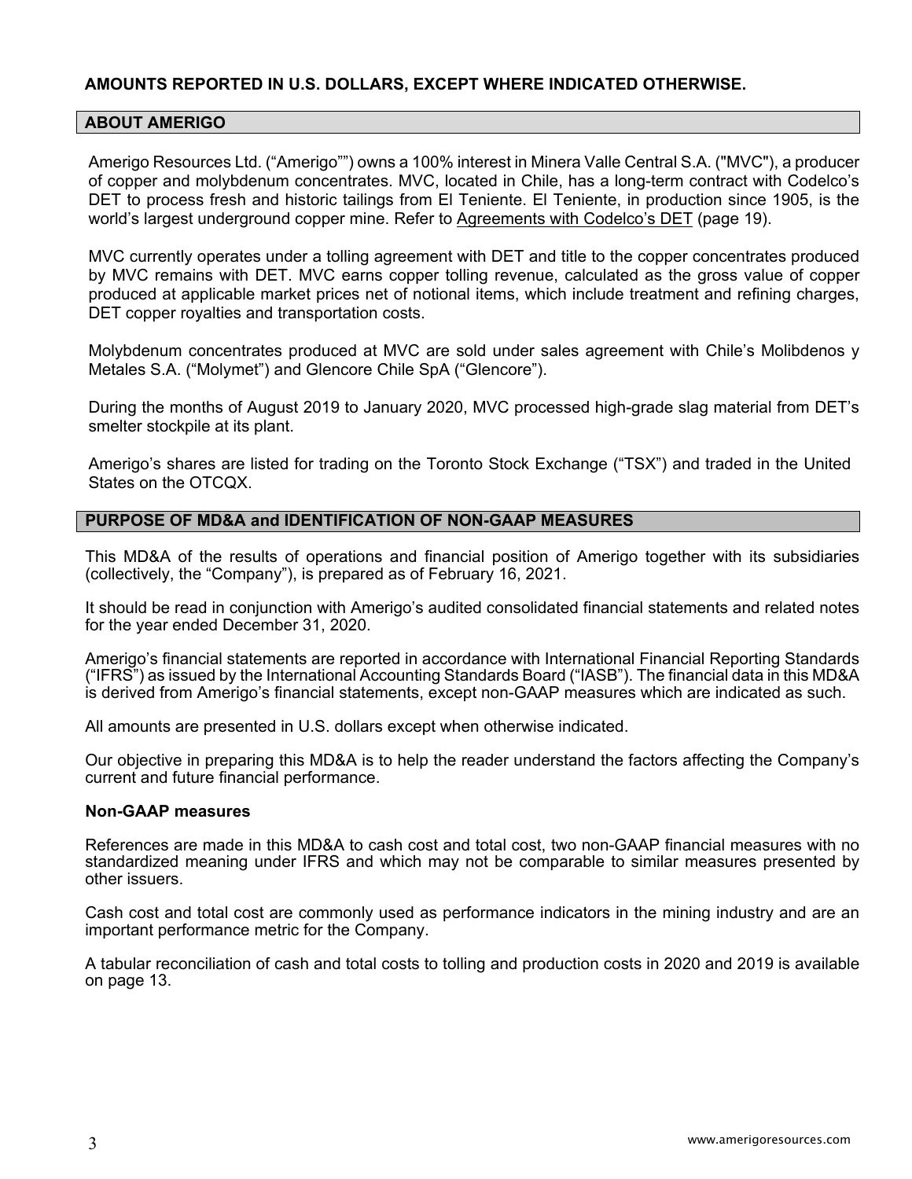**AMOUNTS REPORTED IN U.S. DOLLARS, EXCEPT WHERE INDICATED OTHERWISE.**

## ABOUT AMERIGO

Amerigo Resources Ltd. ("Amerigo"") owns a 100% interest in Minera Valle Central S.A. ("MVC"), a producer of copper and molybdenum concentrates. MVC, located in Chile, has a long-term contract with Codelco's DET to process fresh and historic tailings from El Teniente. El Teniente, in production since 1905, is the world's largest underground copper mine. Refer to Agreements with Codelco's DET (page 19).

MVC currently operates under a tolling agreement with DET and title to the copper concentrates produced by MVC remains with DET. MVC earns copper tolling revenue, calculated as the gross value of copper produced at applicable market prices net of notional items, which include treatment and refining charges, DET copper royalties and transportation costs.

Molybdenum concentrates produced at MVC are sold under sales agreement with Chile's Molibdenos y Metales S.A. ("Molymet") and Glencore Chile SpA ("Glencore").

During the months of August 2019 to January 2020, MVC processed high-grade slag material from DET's smelter stockpile at its plant.

Amerigo's shares are listed for trading on the Toronto Stock Exchange ("TSX") and traded in the United States on the OTCQX.

## PURPOSE OF MD&A and IDENTIFICATION OF NON-GAAP MEASURES

This MD&A of the results of operations and financial position of Amerigo together with its subsidiaries (collectively, the "Company"), is prepared as of February 16, 2021.

It should be read in conjunction with Amerigo's audited consolidated financial statements and related notes for the year ended December 31, 2020.

Amerigo's financial statements are reported in accordance with International Financial Reporting Standards ("IFRS") as issued by the International Accounting Standards Board ("IASB"). The financial data in this MD&A is derived from Amerigo's financial statements, except non-GAAP measures which are indicated as such.

All amounts are presented in U.S. dollars except when otherwise indicated.

Our objective in preparing this MD&A is to help the reader understand the factors affecting the Company's current and future financial performance.

### Non-GAAP measures

References are made in this MD&A to cash cost and total cost, two non-GAAP financial measures with no standardized meaning under IFRS and which may not be comparable to similar measures presented by other issuers.

Cash cost and total cost are commonly used as performance indicators in the mining industry and are an important performance metric for the Company.

A tabular reconciliation of cash and total costs to tolling and production costs in 2020 and 2019 is available on page 13.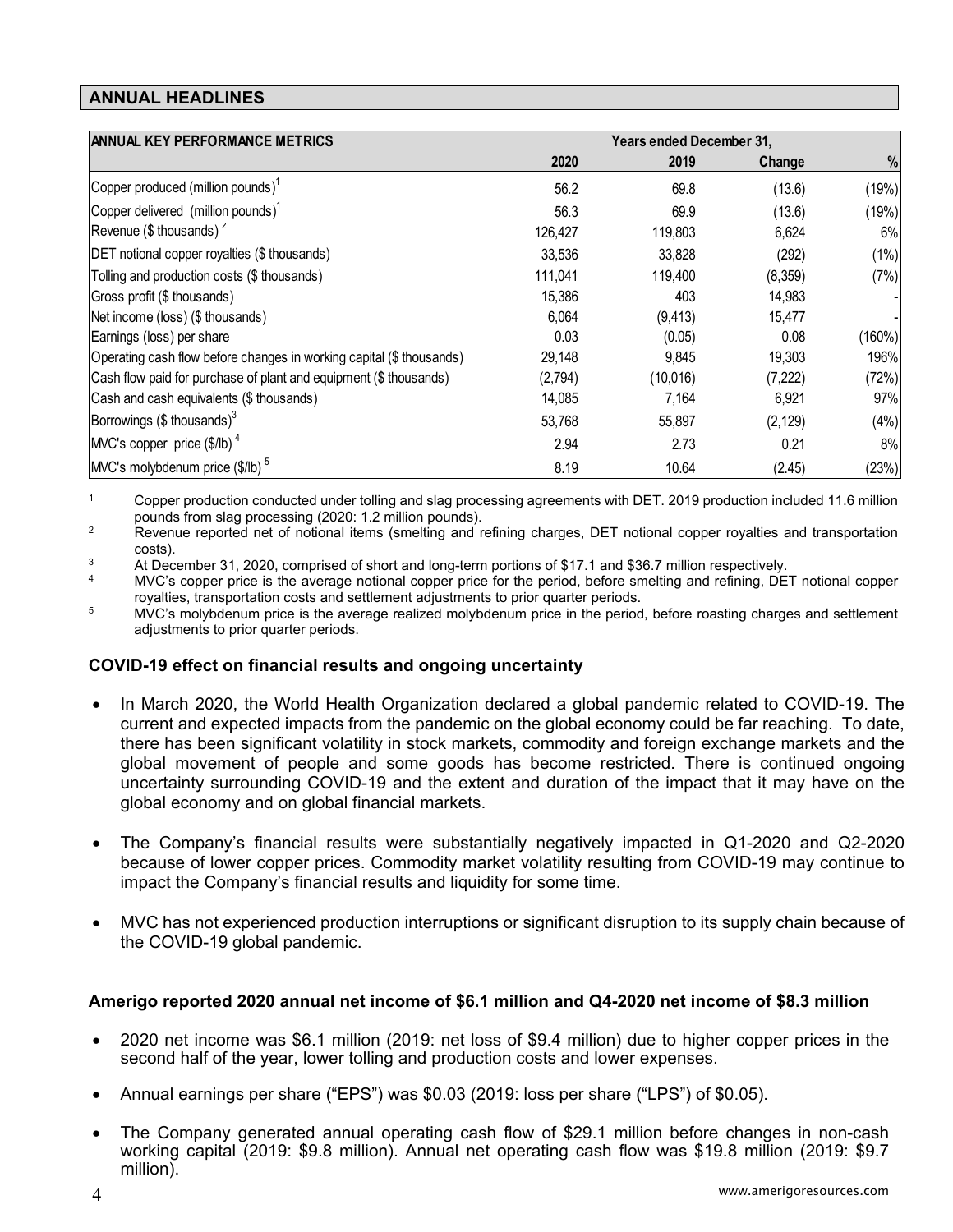## ANNUAL HEADLINES

| ANNUAL KEY PERFORMANCE METRICS | Years ended December 31, | | | |
|---|---|---|---|---|
| | 2020 | 2019 | Change | % |
| Copper produced (million pounds)[1] | 56.2 | 69.8 | (13.6) | (19%) |
| Copper delivered (million pounds)[1] | 56.3 | 69.9 | (13.6) | (19%) |
| Revenue ($ thousands)[2] | 126,427 | 119,803 | 6,624 | 6% |
| DET notional copper royalties ($ thousands) | 33,536 | 33,828 | (292) | (1%) |
| Tolling and production costs ($ thousands) | 111,041 | 119,400 | (8,359) | (7%) |
| Gross profit ($ thousands) | 15,386 | 403 | 14,983 | - |
| Net income (loss) ($ thousands) | 6,064 | (9,413) | 15,477 | - |
| Earnings (loss) per share | 0.03 | (0.05) | 0.08 | (160%) |
| Operating cash flow before changes in working capital ($ thousands) | 29,148 | 9,845 | 19,303 | 196% |
| Cash flow paid for purchase of plant and equipment ($ thousands) | (2,794) | (10,016) | (7,222) | (72%) |
| Cash and cash equivalents ($ thousands) | 14,085 | 7,164 | 6,921 | 97% |
| Borrowings ($ thousands)[3] | 53,768 | 55,897 | (2,129) | (4%) |
| MVC's copper price ($/lb)[4] | 2.94 | 2.73 | 0.21 | 8% |
| MVC's molybdenum price ($/lb)[5] | 8.19 | 10.64 | (2.45) | (23%) |

1. Copper production conducted under tolling and slag processing agreements with DET. 2019 production included 11.6 million pounds from slag processing (2020: 1.2 million pounds).
2. Revenue reported net of notional items (smelting and refining charges, DET notional copper royalties and transportation costs).
3. At December 31, 2020, comprised of short and long-term portions of $17.1 and $36.7 million respectively.
4. MVC's copper price is the average notional copper price for the period, before smelting and refining, DET notional copper royalties, transportation costs and settlement adjustments to prior quarter periods.
5. MVC's molybdenum price is the average realized molybdenum price in the period, before roasting charges and settlement adjustments to prior quarter periods.

### COVID-19 effect on financial results and ongoing uncertainty

- In March 2020, the World Health Organization declared a global pandemic related to COVID-19. The current and expected impacts from the pandemic on the global economy could be far reaching. To date, there has been significant volatility in stock markets, commodity and foreign exchange markets and the global movement of people and some goods has become restricted. There is continued ongoing uncertainty surrounding COVID-19 and the extent and duration of the impact that it may have on the global economy and on global financial markets.
- The Company's financial results were substantially negatively impacted in Q1-2020 and Q2-2020 because of lower copper prices. Commodity market volatility resulting from COVID-19 may continue to impact the Company's financial results and liquidity for some time.
- MVC has not experienced production interruptions or significant disruption to its supply chain because of the COVID-19 global pandemic.

### Amerigo reported 2020 annual net income of $6.1 million and Q4-2020 net income of $8.3 million

- 2020 net income was $6.1 million (2019: net loss of $9.4 million) due to higher copper prices in the second half of the year, lower tolling and production costs and lower expenses.
- Annual earnings per share ("EPS") was $0.03 (2019: loss per share ("LPS") of $0.05).
- The Company generated annual operating cash flow of $29.1 million before changes in non-cash working capital (2019: $9.8 million). Annual net operating cash flow was $19.8 million (2019: $9.7 million).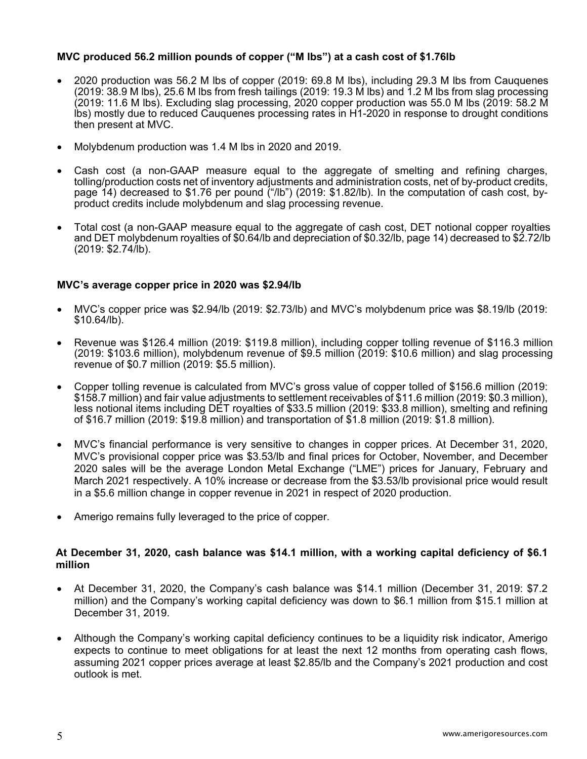**MVC produced 56.2 million pounds of copper ("M lbs") at a cash cost of $1.76lb**

- 2020 production was 56.2 M lbs of copper (2019: 69.8 M lbs), including 29.3 M lbs from Cauquenes (2019: 38.9 M lbs), 25.6 M lbs from fresh tailings (2019: 19.3 M lbs) and 1.2 M lbs from slag processing (2019: 11.6 M lbs). Excluding slag processing, 2020 copper production was 55.0 M lbs (2019: 58.2 M lbs) mostly due to reduced Cauquenes processing rates in H1-2020 in response to drought conditions then present at MVC.

- Molybdenum production was 1.4 M lbs in 2020 and 2019.

- Cash cost (a non-GAAP measure equal to the aggregate of smelting and refining charges, tolling/production costs net of inventory adjustments and administration costs, net of by-product credits, page 14) decreased to $1.76 per pound ("/lb") (2019: $1.82/lb). In the computation of cash cost, by-product credits include molybdenum and slag processing revenue.

- Total cost (a non-GAAP measure equal to the aggregate of cash cost, DET notional copper royalties and DET molybdenum royalties of $0.64/lb and depreciation of $0.32/lb, page 14) decreased to $2.72/lb (2019: $2.74/lb).

**MVC's average copper price in 2020 was $2.94/lb**

- MVC's copper price was $2.94/lb (2019: $2.73/lb) and MVC's molybdenum price was $8.19/lb (2019: $10.64/lb).

- Revenue was $126.4 million (2019: $119.8 million), including copper tolling revenue of $116.3 million (2019: $103.6 million), molybdenum revenue of $9.5 million (2019: $10.6 million) and slag processing revenue of $0.7 million (2019: $5.5 million).

- Copper tolling revenue is calculated from MVC's gross value of copper tolled of $156.6 million (2019: $158.7 million) and fair value adjustments to settlement receivables of $11.6 million (2019: $0.3 million), less notional items including DET royalties of $33.5 million (2019: $33.8 million), smelting and refining of $16.7 million (2019: $19.8 million) and transportation of $1.8 million (2019: $1.8 million).

- MVC's financial performance is very sensitive to changes in copper prices. At December 31, 2020, MVC's provisional copper price was $3.53/lb and final prices for October, November, and December 2020 sales will be the average London Metal Exchange ("LME") prices for January, February and March 2021 respectively. A 10% increase or decrease from the $3.53/lb provisional price would result in a $5.6 million change in copper revenue in 2021 in respect of 2020 production.

- Amerigo remains fully leveraged to the price of copper.

**At December 31, 2020, cash balance was $14.1 million, with a working capital deficiency of $6.1 million**

- At December 31, 2020, the Company's cash balance was $14.1 million (December 31, 2019: $7.2 million) and the Company's working capital deficiency was down to $6.1 million from $15.1 million at December 31, 2019.

- Although the Company's working capital deficiency continues to be a liquidity risk indicator, Amerigo expects to continue to meet obligations for at least the next 12 months from operating cash flows, assuming 2021 copper prices average at least $2.85/lb and the Company's 2021 production and cost outlook is met.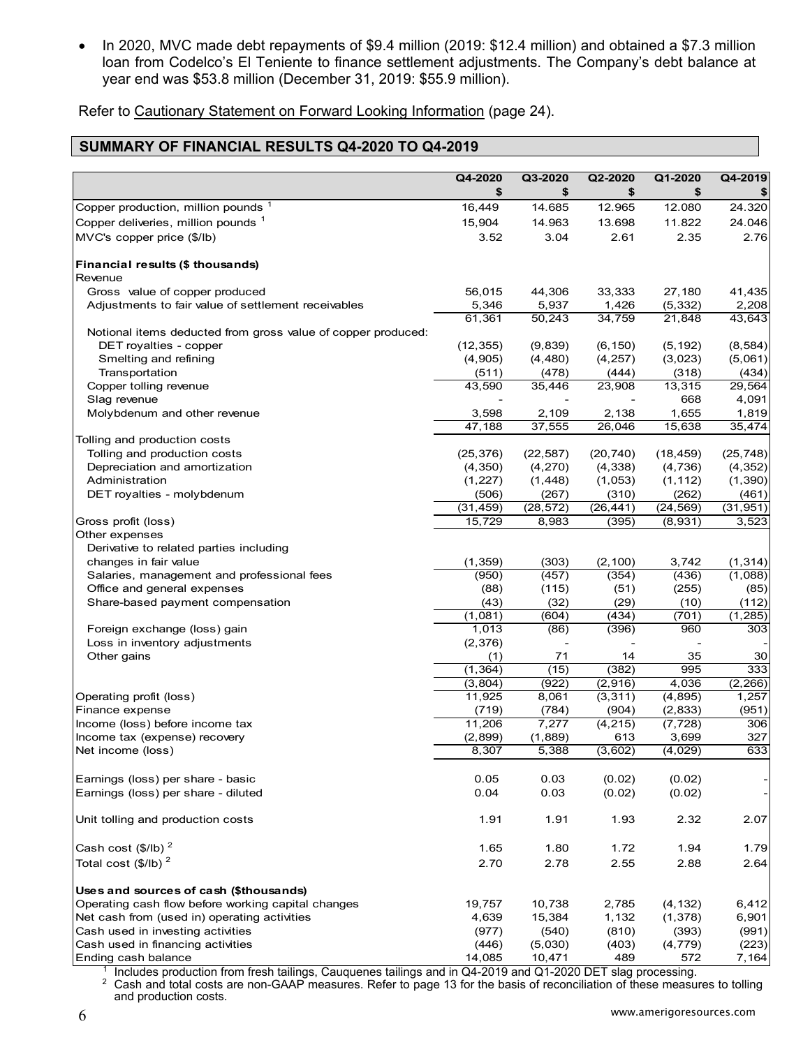- In 2020, MVC made debt repayments of $9.4 million (2019: $12.4 million) and obtained a $7.3 million loan from Codelco's El Teniente to finance settlement adjustments. The Company's debt balance at year end was $53.8 million (December 31, 2019: $55.9 million).

Refer to Cautionary Statement on Forward Looking Information (page 24).

## SUMMARY OF FINANCIAL RESULTS Q4-2020 TO Q4-2019

| | Q4-2020 $ | Q3-2020 $ | Q2-2020 $ | Q1-2020 $ | Q4-2019 $ |
|---|---|---|---|---|---|
| Copper production, million pounds [1] | 16,449 | 14.685 | 12.965 | 12.080 | 24.320 |
| Copper deliveries, million pounds [1] | 15,904 | 14.963 | 13.698 | 11.822 | 24.046 |
| MVC's copper price ($/lb) | 3.52 | 3.04 | 2.61 | 2.35 | 2.76 |
| **Financial results ($ thousands)** | | | | | |
| Revenue | | | | | |
| Gross value of copper produced | 56,015 | 44,306 | 33,333 | 27,180 | 41,435 |
| Adjustments to fair value of settlement receivables | 5,346 | 5,937 | 1,426 | (5,332) | 2,208 |
| | 61,361 | 50,243 | 34,759 | 21,848 | 43,643 |
| Notional items deducted from gross value of copper produced: | | | | | |
| DET royalties - copper | (12,355) | (9,839) | (6,150) | (5,192) | (8,584) |
| Smelting and refining | (4,905) | (4,480) | (4,257) | (3,023) | (5,061) |
| Transportation | (511) | (478) | (444) | (318) | (434) |
| Copper tolling revenue | 43,590 | 35,446 | 23,908 | 13,315 | 29,564 |
| Slag revenue | - | - | - | 668 | 4,091 |
| Molybdenum and other revenue | 3,598 | 2,109 | 2,138 | 1,655 | 1,819 |
| | 47,188 | 37,555 | 26,046 | 15,638 | 35,474 |
| Tolling and production costs | | | | | |
| Tolling and production costs | (25,376) | (22,587) | (20,740) | (18,459) | (25,748) |
| Depreciation and amortization | (4,350) | (4,270) | (4,338) | (4,736) | (4,352) |
| Administration | (1,227) | (1,448) | (1,053) | (1,112) | (1,390) |
| DET royalties - molybdenum | (506) | (267) | (310) | (262) | (461) |
| | (31,459) | (28,572) | (26,441) | (24,569) | (31,951) |
| Gross profit (loss) | 15,729 | 8,983 | (395) | (8,931) | 3,523 |
| Other expenses | | | | | |
| Derivative to related parties including changes in fair value | (1,359) | (303) | (2,100) | 3,742 | (1,314) |
| Salaries, management and professional fees | (950) | (457) | (354) | (436) | (1,088) |
| Office and general expenses | (88) | (115) | (51) | (255) | (85) |
| Share-based payment compensation | (43) | (32) | (29) | (10) | (112) |
| | (1,081) | (604) | (434) | (701) | (1,285) |
| Foreign exchange (loss) gain | 1,013 | (86) | (396) | 960 | 303 |
| Loss in inventory adjustments | (2,376) | - | - | - | - |
| Other gains | (1) | 71 | 14 | 35 | 30 |
| | (1,364) | (15) | (382) | 995 | 333 |
| | (3,804) | (922) | (2,916) | 4,036 | (2,266) |
| Operating profit (loss) | 11,925 | 8,061 | (3,311) | (4,895) | 1,257 |
| Finance expense | (719) | (784) | (904) | (2,833) | (951) |
| Income (loss) before income tax | 11,206 | 7,277 | (4,215) | (7,728) | 306 |
| Income tax (expense) recovery | (2,899) | (1,889) | 613 | 3,699 | 327 |
| Net income (loss) | 8,307 | 5,388 | (3,602) | (4,029) | 633 |
| Earnings (loss) per share - basic | 0.05 | 0.03 | (0.02) | (0.02) | - |
| Earnings (loss) per share - diluted | 0.04 | 0.03 | (0.02) | (0.02) | - |
| Unit tolling and production costs | 1.91 | 1.91 | 1.93 | 2.32 | 2.07 |
| Cash cost ($/lb) [2] | 1.65 | 1.80 | 1.72 | 1.94 | 1.79 |
| Total cost ($/lb) [2] | 2.70 | 2.78 | 2.55 | 2.88 | 2.64 |
| **Uses and sources of cash ($thousands)** | | | | | |
| Operating cash flow before working capital changes | 19,757 | 10,738 | 2,785 | (4,132) | 6,412 |
| Net cash from (used in) operating activities | 4,639 | 15,384 | 1,132 | (1,378) | 6,901 |
| Cash used in investing activities | (977) | (540) | (810) | (393) | (991) |
| Cash used in financing activities | (446) | (5,030) | (403) | (4,779) | (223) |
| Ending cash balance | 14,085 | 10,471 | 489 | 572 | 7,164 |

[1] Includes production from fresh tailings, Cauquenes tailings and in Q4-2019 and Q1-2020 DET slag processing.
[2] Cash and total costs are non-GAAP measures. Refer to page 13 for the basis of reconciliation of these measures to tolling and production costs.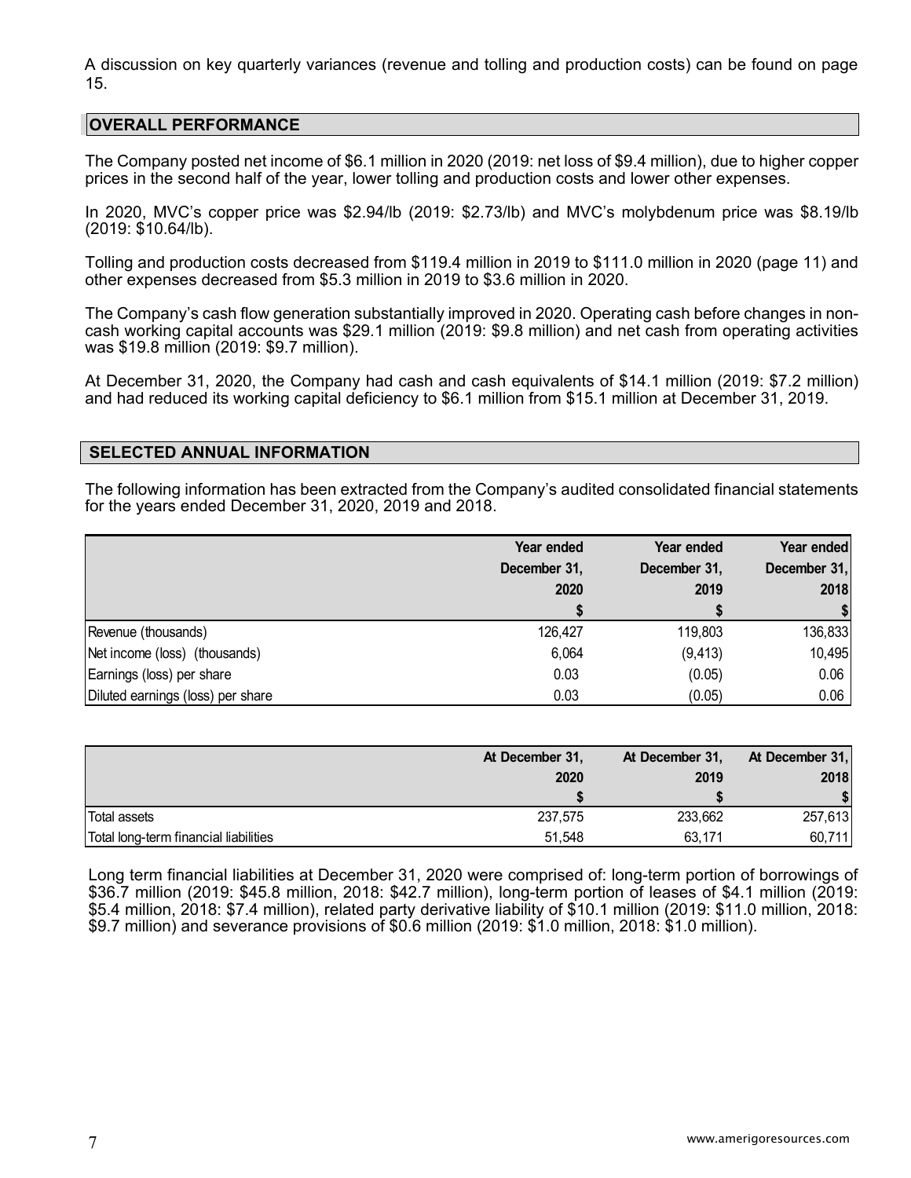A discussion on key quarterly variances (revenue and tolling and production costs) can be found on page 15.

## OVERALL PERFORMANCE

The Company posted net income of $6.1 million in 2020 (2019: net loss of $9.4 million), due to higher copper prices in the second half of the year, lower tolling and production costs and lower other expenses.

In 2020, MVC's copper price was $2.94/lb (2019: $2.73/lb) and MVC's molybdenum price was $8.19/lb (2019: $10.64/lb).

Tolling and production costs decreased from $119.4 million in 2019 to $111.0 million in 2020 (page 11) and other expenses decreased from $5.3 million in 2019 to $3.6 million in 2020.

The Company's cash flow generation substantially improved in 2020. Operating cash before changes in non-cash working capital accounts was $29.1 million (2019: $9.8 million) and net cash from operating activities was $19.8 million (2019: $9.7 million).

At December 31, 2020, the Company had cash and cash equivalents of $14.1 million (2019: $7.2 million) and had reduced its working capital deficiency to $6.1 million from $15.1 million at December 31, 2019.

## SELECTED ANNUAL INFORMATION

The following information has been extracted from the Company's audited consolidated financial statements for the years ended December 31, 2020, 2019 and 2018.

| | Year ended December 31, 2020 | Year ended December 31, 2019 | Year ended December 31, 2018 |
|---|---|---|---|
| | $ | $ | $ |
| Revenue (thousands) | 126,427 | 119,803 | 136,833 |
| Net income (loss) (thousands) | 6,064 | (9,413) | 10,495 |
| Earnings (loss) per share | 0.03 | (0.05) | 0.06 |
| Diluted earnings (loss) per share | 0.03 | (0.05) | 0.06 |

| | At December 31, 2020 | At December 31, 2019 | At December 31, 2018 |
|---|---|---|---|
| | $ | $ | $ |
| Total assets | 237,575 | 233,662 | 257,613 |
| Total long-term financial liabilities | 51,548 | 63,171 | 60,711 |

Long term financial liabilities at December 31, 2020 were comprised of: long-term portion of borrowings of $36.7 million (2019: $45.8 million, 2018: $42.7 million), long-term portion of leases of $4.1 million (2019: $5.4 million, 2018: $7.4 million), related party derivative liability of $10.1 million (2019: $11.0 million, 2018: $9.7 million) and severance provisions of $0.6 million (2019: $1.0 million, 2018: $1.0 million).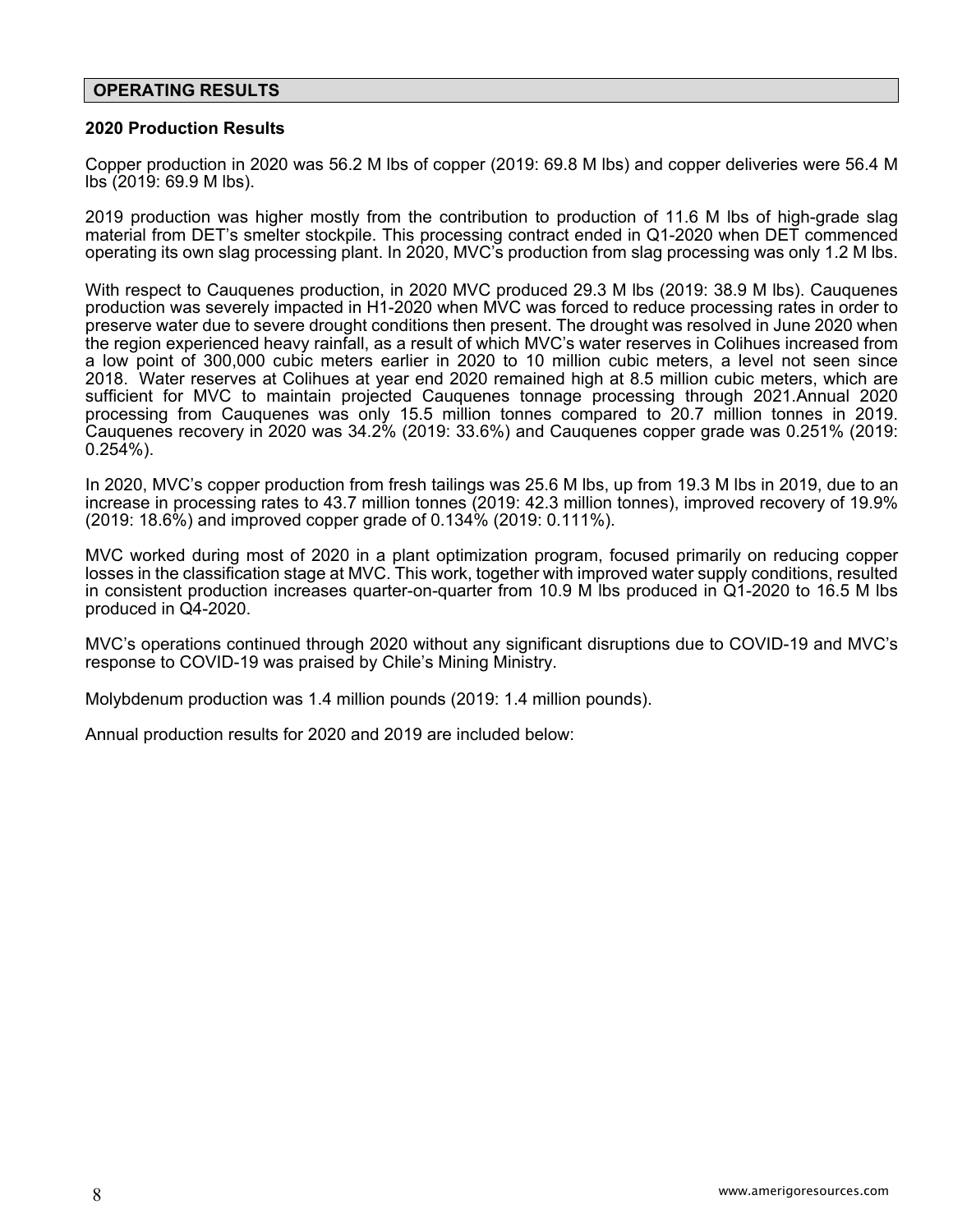## OPERATING RESULTS

### 2020 Production Results

Copper production in 2020 was 56.2 M lbs of copper (2019: 69.8 M lbs) and copper deliveries were 56.4 M lbs (2019: 69.9 M lbs).

2019 production was higher mostly from the contribution to production of 11.6 M lbs of high-grade slag material from DET's smelter stockpile. This processing contract ended in Q1-2020 when DET commenced operating its own slag processing plant. In 2020, MVC's production from slag processing was only 1.2 M lbs.

With respect to Cauquenes production, in 2020 MVC produced 29.3 M lbs (2019: 38.9 M lbs). Cauquenes production was severely impacted in H1-2020 when MVC was forced to reduce processing rates in order to preserve water due to severe drought conditions then present. The drought was resolved in June 2020 when the region experienced heavy rainfall, as a result of which MVC's water reserves in Colihues increased from a low point of 300,000 cubic meters earlier in 2020 to 10 million cubic meters, a level not seen since 2018. Water reserves at Colihues at year end 2020 remained high at 8.5 million cubic meters, which are sufficient for MVC to maintain projected Cauquenes tonnage processing through 2021.Annual 2020 processing from Cauquenes was only 15.5 million tonnes compared to 20.7 million tonnes in 2019. Cauquenes recovery in 2020 was 34.2% (2019: 33.6%) and Cauquenes copper grade was 0.251% (2019: 0.254%).

In 2020, MVC's copper production from fresh tailings was 25.6 M lbs, up from 19.3 M lbs in 2019, due to an increase in processing rates to 43.7 million tonnes (2019: 42.3 million tonnes), improved recovery of 19.9% (2019: 18.6%) and improved copper grade of 0.134% (2019: 0.111%).

MVC worked during most of 2020 in a plant optimization program, focused primarily on reducing copper losses in the classification stage at MVC. This work, together with improved water supply conditions, resulted in consistent production increases quarter-on-quarter from 10.9 M lbs produced in Q1-2020 to 16.5 M lbs produced in Q4-2020.

MVC's operations continued through 2020 without any significant disruptions due to COVID-19 and MVC's response to COVID-19 was praised by Chile's Mining Ministry.

Molybdenum production was 1.4 million pounds (2019: 1.4 million pounds).

Annual production results for 2020 and 2019 are included below: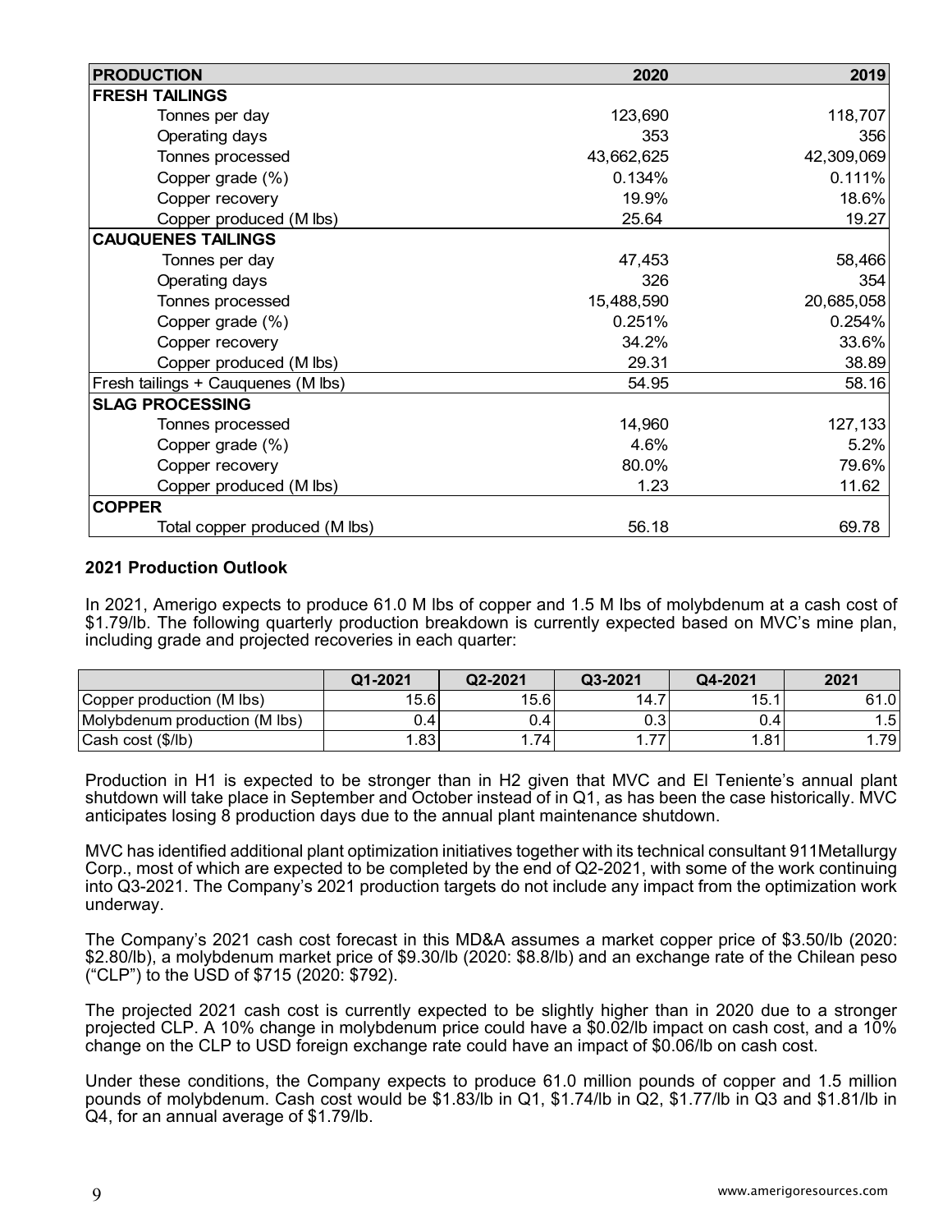| PRODUCTION | 2020 | 2019 |
|---|---|---|
| **FRESH TAILINGS** | | |
| Tonnes per day | 123,690 | 118,707 |
| Operating days | 353 | 356 |
| Tonnes processed | 43,662,625 | 42,309,069 |
| Copper grade (%) | 0.134% | 0.111% |
| Copper recovery | 19.9% | 18.6% |
| Copper produced (M lbs) | 25.64 | 19.27 |
| **CAUQUENES TAILINGS** | | |
| Tonnes per day | 47,453 | 58,466 |
| Operating days | 326 | 354 |
| Tonnes processed | 15,488,590 | 20,685,058 |
| Copper grade (%) | 0.251% | 0.254% |
| Copper recovery | 34.2% | 33.6% |
| Copper produced (M lbs) | 29.31 | 38.89 |
| Fresh tailings + Cauquenes (M lbs) | 54.95 | 58.16 |
| **SLAG PROCESSING** | | |
| Tonnes processed | 14,960 | 127,133 |
| Copper grade (%) | 4.6% | 5.2% |
| Copper recovery | 80.0% | 79.6% |
| Copper produced (M lbs) | 1.23 | 11.62 |
| **COPPER** | | |
| Total copper produced (M lbs) | 56.18 | 69.78 |

**2021 Production Outlook**

In 2021, Amerigo expects to produce 61.0 M lbs of copper and 1.5 M lbs of molybdenum at a cash cost of $1.79/lb. The following quarterly production breakdown is currently expected based on MVC's mine plan, including grade and projected recoveries in each quarter:

| | Q1-2021 | Q2-2021 | Q3-2021 | Q4-2021 | 2021 |
|---|---|---|---|---|---|
| Copper production (M lbs) | 15.6 | 15.6 | 14.7 | 15.1 | 61.0 |
| Molybdenum production (M lbs) | 0.4 | 0.4 | 0.3 | 0.4 | 1.5 |
| Cash cost ($/lb) | 1.83 | 1.74 | 1.77 | 1.81 | 1.79 |

Production in H1 is expected to be stronger than in H2 given that MVC and El Teniente's annual plant shutdown will take place in September and October instead of in Q1, as has been the case historically. MVC anticipates losing 8 production days due to the annual plant maintenance shutdown.

MVC has identified additional plant optimization initiatives together with its technical consultant 911Metallurgy Corp., most of which are expected to be completed by the end of Q2-2021, with some of the work continuing into Q3-2021. The Company's 2021 production targets do not include any impact from the optimization work underway.

The Company's 2021 cash cost forecast in this MD&A assumes a market copper price of $3.50/lb (2020: $2.80/lb), a molybdenum market price of $9.30/lb (2020: $8.8/lb) and an exchange rate of the Chilean peso ("CLP") to the USD of $715 (2020: $792).

The projected 2021 cash cost is currently expected to be slightly higher than in 2020 due to a stronger projected CLP. A 10% change in molybdenum price could have a $0.02/lb impact on cash cost, and a 10% change on the CLP to USD foreign exchange rate could have an impact of $0.06/lb on cash cost.

Under these conditions, the Company expects to produce 61.0 million pounds of copper and 1.5 million pounds of molybdenum. Cash cost would be $1.83/lb in Q1, $1.74/lb in Q2, $1.77/lb in Q3 and $1.81/lb in Q4, for an annual average of $1.79/lb.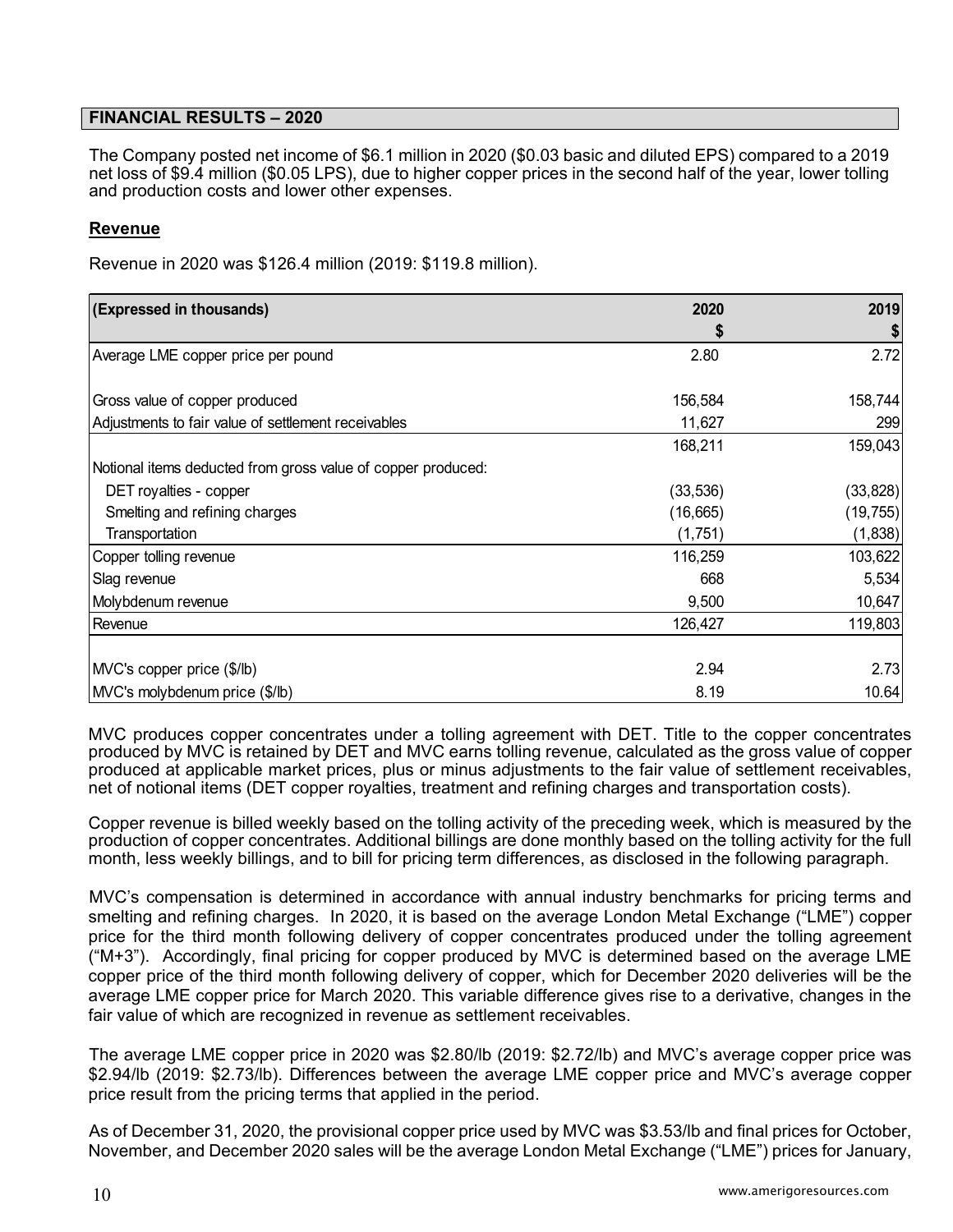## FINANCIAL RESULTS – 2020

The Company posted net income of $6.1 million in 2020 ($0.03 basic and diluted EPS) compared to a 2019 net loss of $9.4 million ($0.05 LPS), due to higher copper prices in the second half of the year, lower tolling and production costs and lower other expenses.

### Revenue

Revenue in 2020 was $126.4 million (2019: $119.8 million).

| (Expressed in thousands) | 2020<br>$ | 2019<br>$ |
|---|---|---|
| Average LME copper price per pound | 2.80 | 2.72 |
| | | |
| Gross value of copper produced | 156,584 | 158,744 |
| Adjustments to fair value of settlement receivables | 11,627 | 299 |
| | 168,211 | 159,043 |
| Notional items deducted from gross value of copper produced: | | |
| DET royalties - copper | (33,536) | (33,828) |
| Smelting and refining charges | (16,665) | (19,755) |
| Transportation | (1,751) | (1,838) |
| Copper tolling revenue | 116,259 | 103,622 |
| Slag revenue | 668 | 5,534 |
| Molybdenum revenue | 9,500 | 10,647 |
| Revenue | 126,427 | 119,803 |
| | | |
| MVC's copper price ($/lb) | 2.94 | 2.73 |
| MVC's molybdenum price ($/lb) | 8.19 | 10.64 |

MVC produces copper concentrates under a tolling agreement with DET. Title to the copper concentrates produced by MVC is retained by DET and MVC earns tolling revenue, calculated as the gross value of copper produced at applicable market prices, plus or minus adjustments to the fair value of settlement receivables, net of notional items (DET copper royalties, treatment and refining charges and transportation costs).

Copper revenue is billed weekly based on the tolling activity of the preceding week, which is measured by the production of copper concentrates. Additional billings are done monthly based on the tolling activity for the full month, less weekly billings, and to bill for pricing term differences, as disclosed in the following paragraph.

MVC's compensation is determined in accordance with annual industry benchmarks for pricing terms and smelting and refining charges. In 2020, it is based on the average London Metal Exchange ("LME") copper price for the third month following delivery of copper concentrates produced under the tolling agreement ("M+3"). Accordingly, final pricing for copper produced by MVC is determined based on the average LME copper price of the third month following delivery of copper, which for December 2020 deliveries will be the average LME copper price for March 2020. This variable difference gives rise to a derivative, changes in the fair value of which are recognized in revenue as settlement receivables.

The average LME copper price in 2020 was $2.80/lb (2019: $2.72/lb) and MVC's average copper price was $2.94/lb (2019: $2.73/lb). Differences between the average LME copper price and MVC's average copper price result from the pricing terms that applied in the period.

As of December 31, 2020, the provisional copper price used by MVC was $3.53/lb and final prices for October, November, and December 2020 sales will be the average London Metal Exchange ("LME") prices for January,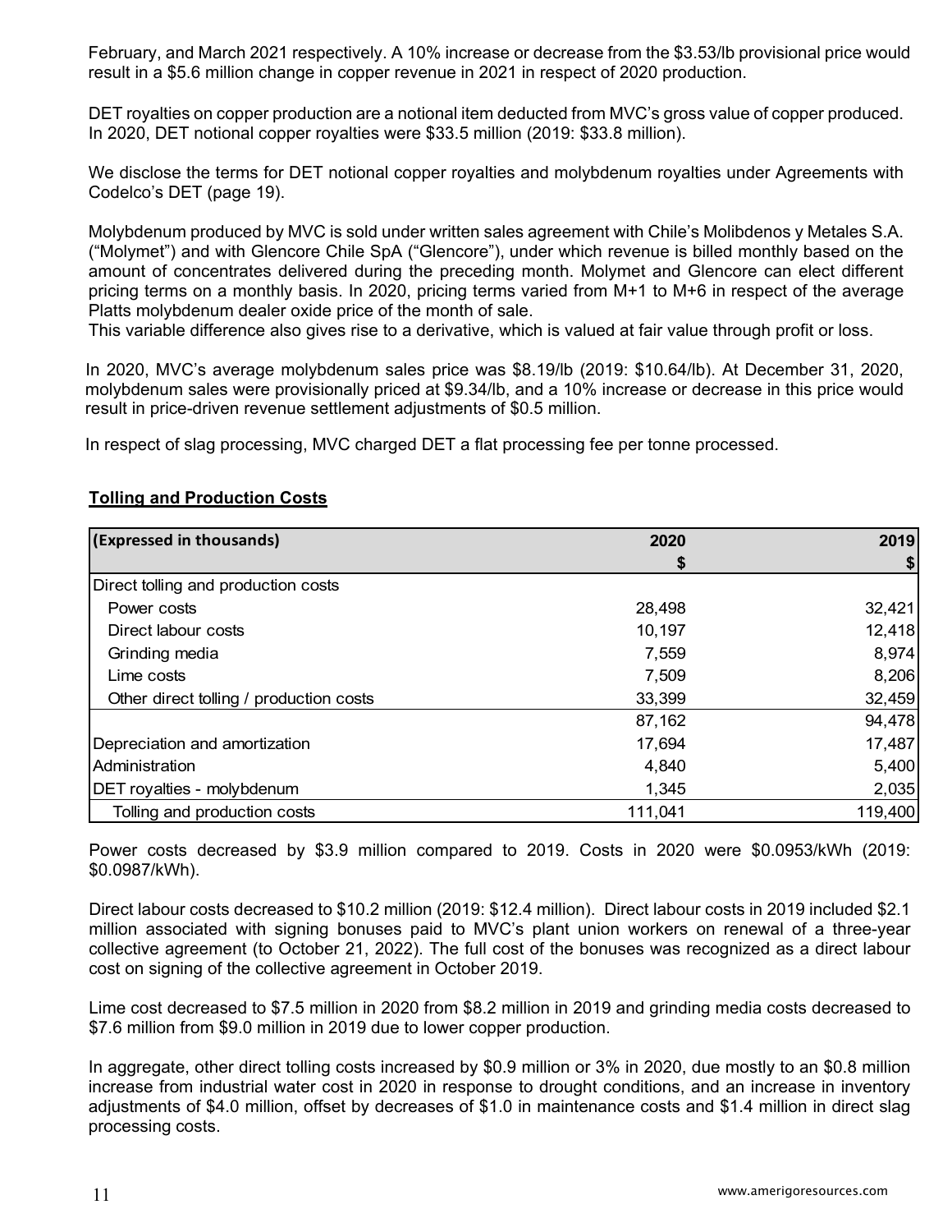February, and March 2021 respectively. A 10% increase or decrease from the $3.53/lb provisional price would result in a $5.6 million change in copper revenue in 2021 in respect of 2020 production.

DET royalties on copper production are a notional item deducted from MVC's gross value of copper produced. In 2020, DET notional copper royalties were $33.5 million (2019: $33.8 million).

We disclose the terms for DET notional copper royalties and molybdenum royalties under Agreements with Codelco's DET (page 19).

Molybdenum produced by MVC is sold under written sales agreement with Chile's Molibdenos y Metales S.A. ("Molymet") and with Glencore Chile SpA ("Glencore"), under which revenue is billed monthly based on the amount of concentrates delivered during the preceding month. Molymet and Glencore can elect different pricing terms on a monthly basis. In 2020, pricing terms varied from M+1 to M+6 in respect of the average Platts molybdenum dealer oxide price of the month of sale.
This variable difference also gives rise to a derivative, which is valued at fair value through profit or loss.

In 2020, MVC's average molybdenum sales price was $8.19/lb (2019: $10.64/lb). At December 31, 2020, molybdenum sales were provisionally priced at $9.34/lb, and a 10% increase or decrease in this price would result in price-driven revenue settlement adjustments of $0.5 million.

In respect of slag processing, MVC charged DET a flat processing fee per tonne processed.

## Tolling and Production Costs

| (Expressed in thousands) | 2020<br>$ | 2019<br>$ |
|---|---|---|
| Direct tolling and production costs | | |
| Power costs | 28,498 | 32,421 |
| Direct labour costs | 10,197 | 12,418 |
| Grinding media | 7,559 | 8,974 |
| Lime costs | 7,509 | 8,206 |
| Other direct tolling / production costs | 33,399 | 32,459 |
| | 87,162 | 94,478 |
| Depreciation and amortization | 17,694 | 17,487 |
| Administration | 4,840 | 5,400 |
| DET royalties - molybdenum | 1,345 | 2,035 |
| Tolling and production costs | 111,041 | 119,400 |

Power costs decreased by $3.9 million compared to 2019. Costs in 2020 were $0.0953/kWh (2019: $0.0987/kWh).

Direct labour costs decreased to $10.2 million (2019: $12.4 million). Direct labour costs in 2019 included $2.1 million associated with signing bonuses paid to MVC's plant union workers on renewal of a three-year collective agreement (to October 21, 2022). The full cost of the bonuses was recognized as a direct labour cost on signing of the collective agreement in October 2019.

Lime cost decreased to $7.5 million in 2020 from $8.2 million in 2019 and grinding media costs decreased to $7.6 million from $9.0 million in 2019 due to lower copper production.

In aggregate, other direct tolling costs increased by $0.9 million or 3% in 2020, due mostly to an $0.8 million increase from industrial water cost in 2020 in response to drought conditions, and an increase in inventory adjustments of $4.0 million, offset by decreases of $1.0 in maintenance costs and $1.4 million in direct slag processing costs.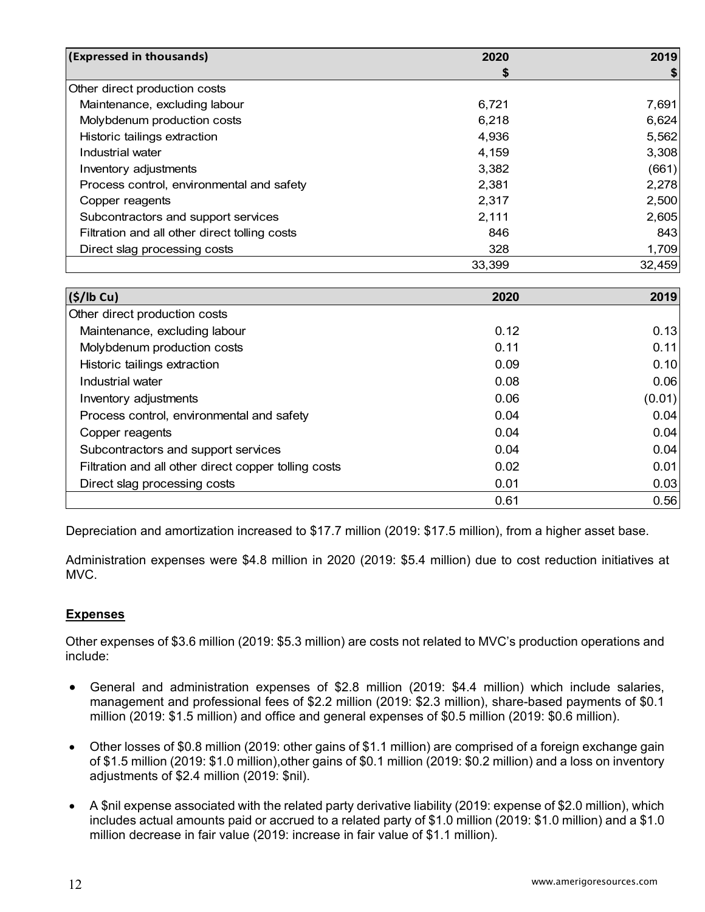| (Expressed in thousands) | 2020<br>$ | 2019<br>$ |
|---|---|---|
| Other direct production costs | | |
| Maintenance, excluding labour | 6,721 | 7,691 |
| Molybdenum production costs | 6,218 | 6,624 |
| Historic tailings extraction | 4,936 | 5,562 |
| Industrial water | 4,159 | 3,308 |
| Inventory adjustments | 3,382 | (661) |
| Process control, environmental and safety | 2,381 | 2,278 |
| Copper reagents | 2,317 | 2,500 |
| Subcontractors and support services | 2,111 | 2,605 |
| Filtration and all other direct tolling costs | 846 | 843 |
| Direct slag processing costs | 328 | 1,709 |
| | 33,399 | 32,459 |

| ($/lb Cu) | 2020 | 2019 |
|---|---|---|
| Other direct production costs | | |
| Maintenance, excluding labour | 0.12 | 0.13 |
| Molybdenum production costs | 0.11 | 0.11 |
| Historic tailings extraction | 0.09 | 0.10 |
| Industrial water | 0.08 | 0.06 |
| Inventory adjustments | 0.06 | (0.01) |
| Process control, environmental and safety | 0.04 | 0.04 |
| Copper reagents | 0.04 | 0.04 |
| Subcontractors and support services | 0.04 | 0.04 |
| Filtration and all other direct copper tolling costs | 0.02 | 0.01 |
| Direct slag processing costs | 0.01 | 0.03 |
| | 0.61 | 0.56 |

Depreciation and amortization increased to $17.7 million (2019: $17.5 million), from a higher asset base.

Administration expenses were $4.8 million in 2020 (2019: $5.4 million) due to cost reduction initiatives at MVC.

## Expenses

Other expenses of $3.6 million (2019: $5.3 million) are costs not related to MVC's production operations and include:

- General and administration expenses of $2.8 million (2019: $4.4 million) which include salaries, management and professional fees of $2.2 million (2019: $2.3 million), share-based payments of $0.1 million (2019: $1.5 million) and office and general expenses of $0.5 million (2019: $0.6 million).

- Other losses of $0.8 million (2019: other gains of $1.1 million) are comprised of a foreign exchange gain of $1.5 million (2019: $1.0 million),other gains of $0.1 million (2019: $0.2 million) and a loss on inventory adjustments of $2.4 million (2019: $nil).

- A $nil expense associated with the related party derivative liability (2019: expense of $2.0 million), which includes actual amounts paid or accrued to a related party of $1.0 million (2019: $1.0 million) and a $1.0 million decrease in fair value (2019: increase in fair value of $1.1 million).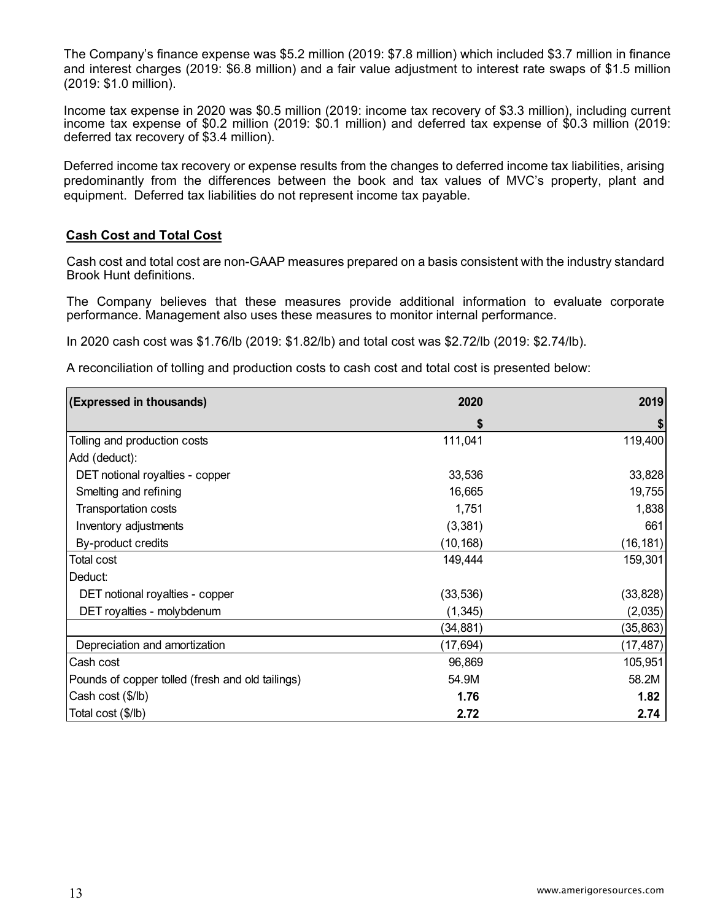The Company's finance expense was $5.2 million (2019: $7.8 million) which included $3.7 million in finance and interest charges (2019: $6.8 million) and a fair value adjustment to interest rate swaps of $1.5 million (2019: $1.0 million).

Income tax expense in 2020 was $0.5 million (2019: income tax recovery of $3.3 million), including current income tax expense of $0.2 million (2019: $0.1 million) and deferred tax expense of $0.3 million (2019: deferred tax recovery of $3.4 million).

Deferred income tax recovery or expense results from the changes to deferred income tax liabilities, arising predominantly from the differences between the book and tax values of MVC's property, plant and equipment. Deferred tax liabilities do not represent income tax payable.

## Cash Cost and Total Cost

Cash cost and total cost are non-GAAP measures prepared on a basis consistent with the industry standard Brook Hunt definitions.

The Company believes that these measures provide additional information to evaluate corporate performance. Management also uses these measures to monitor internal performance.

In 2020 cash cost was $1.76/lb (2019: $1.82/lb) and total cost was $2.72/lb (2019: $2.74/lb).

A reconciliation of tolling and production costs to cash cost and total cost is presented below:

| (Expressed in thousands) | 2020 | 2019 |
|---|---|---|
| | $ | $ |
| Tolling and production costs | 111,041 | 119,400 |
| Add (deduct): | | |
| DET notional royalties - copper | 33,536 | 33,828 |
| Smelting and refining | 16,665 | 19,755 |
| Transportation costs | 1,751 | 1,838 |
| Inventory adjustments | (3,381) | 661 |
| By-product credits | (10,168) | (16,181) |
| Total cost | 149,444 | 159,301 |
| Deduct: | | |
| DET notional royalties - copper | (33,536) | (33,828) |
| DET royalties - molybdenum | (1,345) | (2,035) |
| | (34,881) | (35,863) |
| Depreciation and amortization | (17,694) | (17,487) |
| Cash cost | 96,869 | 105,951 |
| Pounds of copper tolled (fresh and old tailings) | 54.9M | 58.2M |
| Cash cost ($/lb) | **1.76** | **1.82** |
| Total cost ($/lb) | **2.72** | **2.74** |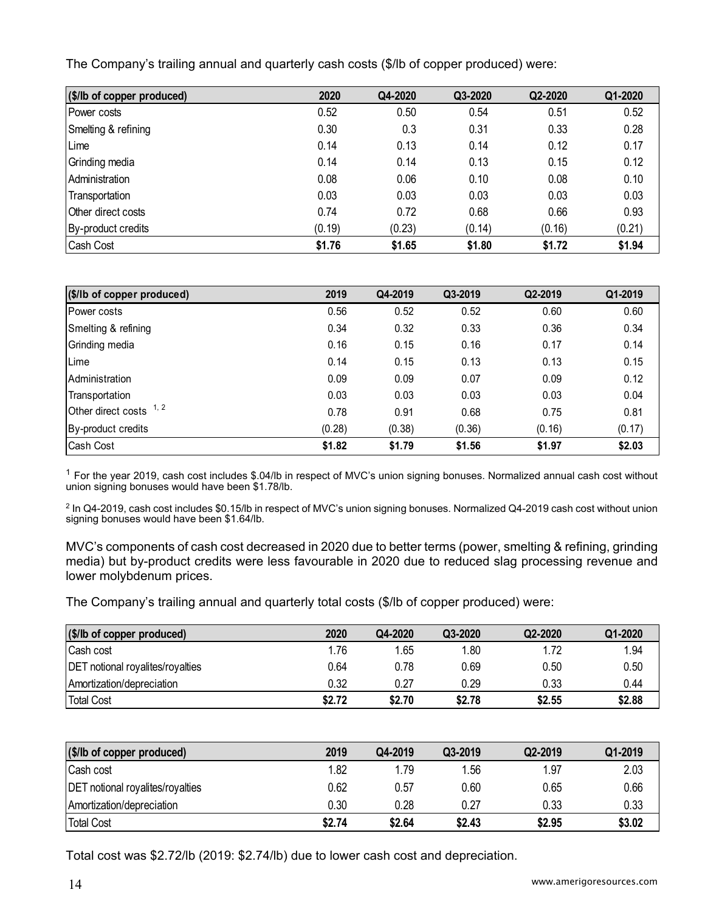The Company's trailing annual and quarterly cash costs ($/lb of copper produced) were:

| ($/lb of copper produced) | 2020 | Q4-2020 | Q3-2020 | Q2-2020 | Q1-2020 |
|---|---|---|---|---|---|
| Power costs | 0.52 | 0.50 | 0.54 | 0.51 | 0.52 |
| Smelting & refining | 0.30 | 0.3 | 0.31 | 0.33 | 0.28 |
| Lime | 0.14 | 0.13 | 0.14 | 0.12 | 0.17 |
| Grinding media | 0.14 | 0.14 | 0.13 | 0.15 | 0.12 |
| Administration | 0.08 | 0.06 | 0.10 | 0.08 | 0.10 |
| Transportation | 0.03 | 0.03 | 0.03 | 0.03 | 0.03 |
| Other direct costs | 0.74 | 0.72 | 0.68 | 0.66 | 0.93 |
| By-product credits | (0.19) | (0.23) | (0.14) | (0.16) | (0.21) |
| Cash Cost | **$1.76** | **$1.65** | **$1.80** | **$1.72** | **$1.94** |

| ($/lb of copper produced) | 2019 | Q4-2019 | Q3-2019 | Q2-2019 | Q1-2019 |
|---|---|---|---|---|---|
| Power costs | 0.56 | 0.52 | 0.52 | 0.60 | 0.60 |
| Smelting & refining | 0.34 | 0.32 | 0.33 | 0.36 | 0.34 |
| Grinding media | 0.16 | 0.15 | 0.16 | 0.17 | 0.14 |
| Lime | 0.14 | 0.15 | 0.13 | 0.13 | 0.15 |
| Administration | 0.09 | 0.09 | 0.07 | 0.09 | 0.12 |
| Transportation | 0.03 | 0.03 | 0.03 | 0.03 | 0.04 |
| Other direct costs [1, 2] | 0.78 | 0.91 | 0.68 | 0.75 | 0.81 |
| By-product credits | (0.28) | (0.38) | (0.36) | (0.16) | (0.17) |
| Cash Cost | **$1.82** | **$1.79** | **$1.56** | **$1.97** | **$2.03** |

[1] For the year 2019, cash cost includes $.04/lb in respect of MVC's union signing bonuses. Normalized annual cash cost without union signing bonuses would have been $1.78/lb.

[2] In Q4-2019, cash cost includes $0.15/lb in respect of MVC's union signing bonuses. Normalized Q4-2019 cash cost without union signing bonuses would have been $1.64/lb.

MVC's components of cash cost decreased in 2020 due to better terms (power, smelting & refining, grinding media) but by-product credits were less favourable in 2020 due to reduced slag processing revenue and lower molybdenum prices.

The Company's trailing annual and quarterly total costs ($/lb of copper produced) were:

| ($/lb of copper produced) | 2020 | Q4-2020 | Q3-2020 | Q2-2020 | Q1-2020 |
|---|---|---|---|---|---|
| Cash cost | 1.76 | 1.65 | 1.80 | 1.72 | 1.94 |
| DET notional royalites/royalties | 0.64 | 0.78 | 0.69 | 0.50 | 0.50 |
| Amortization/depreciation | 0.32 | 0.27 | 0.29 | 0.33 | 0.44 |
| Total Cost | **$2.72** | **$2.70** | **$2.78** | **$2.55** | **$2.88** |

| ($/lb of copper produced) | 2019 | Q4-2019 | Q3-2019 | Q2-2019 | Q1-2019 |
|---|---|---|---|---|---|
| Cash cost | 1.82 | 1.79 | 1.56 | 1.97 | 2.03 |
| DET notional royalites/royalties | 0.62 | 0.57 | 0.60 | 0.65 | 0.66 |
| Amortization/depreciation | 0.30 | 0.28 | 0.27 | 0.33 | 0.33 |
| Total Cost | **$2.74** | **$2.64** | **$2.43** | **$2.95** | **$3.02** |

Total cost was $2.72/lb (2019: $2.74/lb) due to lower cash cost and depreciation.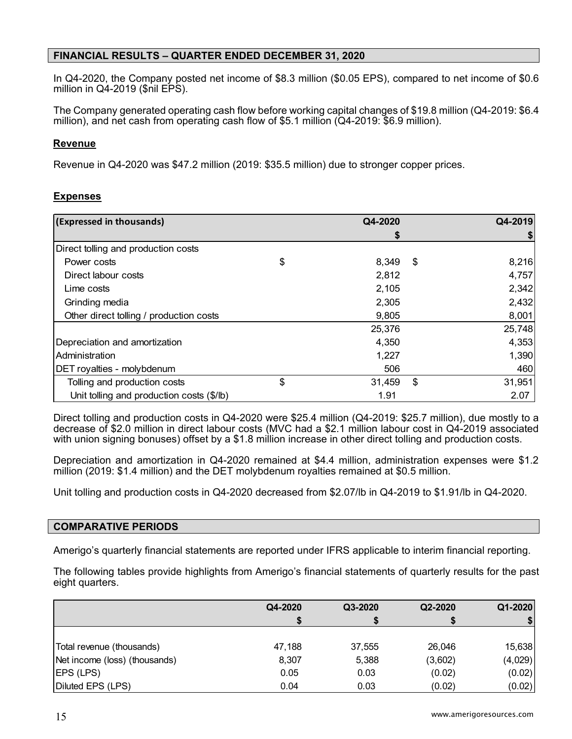## FINANCIAL RESULTS – QUARTER ENDED DECEMBER 31, 2020

In Q4-2020, the Company posted net income of $8.3 million ($0.05 EPS), compared to net income of $0.6 million in Q4-2019 ($nil EPS).

The Company generated operating cash flow before working capital changes of $19.8 million (Q4-2019: $6.4 million), and net cash from operating cash flow of $5.1 million (Q4-2019: $6.9 million).

### Revenue

Revenue in Q4-2020 was $47.2 million (2019: $35.5 million) due to stronger copper prices.

### Expenses

| (Expressed in thousands) | | Q4-2020 | | Q4-2019 |
|---|---|---|---|---|
| | | $ | | $ |
| Direct tolling and production costs | | | | |
| Power costs | $ | 8,349 | $ | 8,216 |
| Direct labour costs | | 2,812 | | 4,757 |
| Lime costs | | 2,105 | | 2,342 |
| Grinding media | | 2,305 | | 2,432 |
| Other direct tolling / production costs | | 9,805 | | 8,001 |
| | | 25,376 | | 25,748 |
| Depreciation and amortization | | 4,350 | | 4,353 |
| Administration | | 1,227 | | 1,390 |
| DET royalties - molybdenum | | 506 | | 460 |
| Tolling and production costs | $ | 31,459 | $ | 31,951 |
| Unit tolling and production costs ($/lb) | | 1.91 | | 2.07 |

Direct tolling and production costs in Q4-2020 were $25.4 million (Q4-2019: $25.7 million), due mostly to a decrease of $2.0 million in direct labour costs (MVC had a $2.1 million labour cost in Q4-2019 associated with union signing bonuses) offset by a $1.8 million increase in other direct tolling and production costs.

Depreciation and amortization in Q4-2020 remained at $4.4 million, administration expenses were $1.2 million (2019: $1.4 million) and the DET molybdenum royalties remained at $0.5 million.

Unit tolling and production costs in Q4-2020 decreased from $2.07/lb in Q4-2019 to $1.91/lb in Q4-2020.

## COMPARATIVE PERIODS

Amerigo's quarterly financial statements are reported under IFRS applicable to interim financial reporting.

The following tables provide highlights from Amerigo's financial statements of quarterly results for the past eight quarters.

| | Q4-2020 | Q3-2020 | Q2-2020 | Q1-2020 |
|---|---|---|---|---|
| | $ | $ | $ | $ |
| Total revenue (thousands) | 47,188 | 37,555 | 26,046 | 15,638 |
| Net income (loss) (thousands) | 8,307 | 5,388 | (3,602) | (4,029) |
| EPS (LPS) | 0.05 | 0.03 | (0.02) | (0.02) |
| Diluted EPS (LPS) | 0.04 | 0.03 | (0.02) | (0.02) |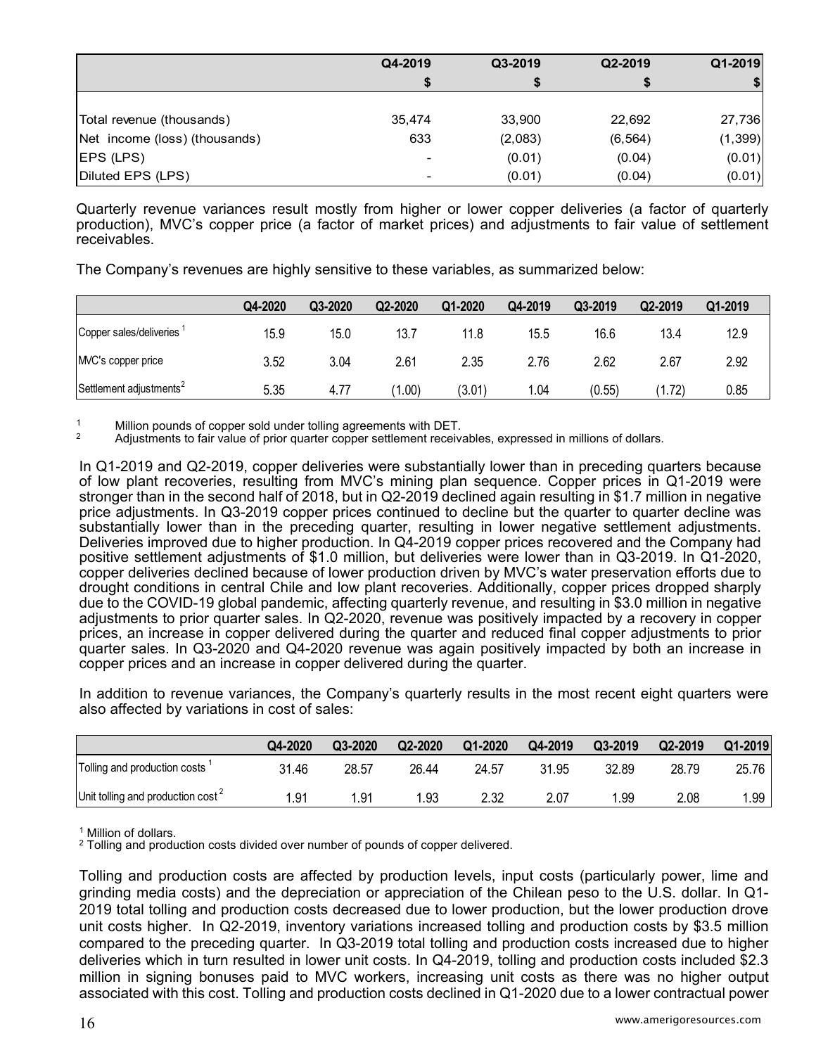| | Q4-2019 | Q3-2019 | Q2-2019 | Q1-2019 |
|---|---|---|---|---|
| | $ | $ | $ | $ |
| Total revenue (thousands) | 35,474 | 33,900 | 22,692 | 27,736 |
| Net income (loss) (thousands) | 633 | (2,083) | (6,564) | (1,399) |
| EPS (LPS) | - | (0.01) | (0.04) | (0.01) |
| Diluted EPS (LPS) | - | (0.01) | (0.04) | (0.01) |

Quarterly revenue variances result mostly from higher or lower copper deliveries (a factor of quarterly production), MVC's copper price (a factor of market prices) and adjustments to fair value of settlement receivables.

The Company's revenues are highly sensitive to these variables, as summarized below:

| | Q4-2020 | Q3-2020 | Q2-2020 | Q1-2020 | Q4-2019 | Q3-2019 | Q2-2019 | Q1-2019 |
|---|---|---|---|---|---|---|---|---|
| Copper sales/deliveries [1] | 15.9 | 15.0 | 13.7 | 11.8 | 15.5 | 16.6 | 13.4 | 12.9 |
| MVC's copper price | 3.52 | 3.04 | 2.61 | 2.35 | 2.76 | 2.62 | 2.67 | 2.92 |
| Settlement adjustments[2] | 5.35 | 4.77 | (1.00) | (3.01) | 1.04 | (0.55) | (1.72) | 0.85 |

[1] Million pounds of copper sold under tolling agreements with DET.
[2] Adjustments to fair value of prior quarter copper settlement receivables, expressed in millions of dollars.

In Q1-2019 and Q2-2019, copper deliveries were substantially lower than in preceding quarters because of low plant recoveries, resulting from MVC's mining plan sequence. Copper prices in Q1-2019 were stronger than in the second half of 2018, but in Q2-2019 declined again resulting in $1.7 million in negative price adjustments. In Q3-2019 copper prices continued to decline but the quarter to quarter decline was substantially lower than in the preceding quarter, resulting in lower negative settlement adjustments. Deliveries improved due to higher production. In Q4-2019 copper prices recovered and the Company had positive settlement adjustments of $1.0 million, but deliveries were lower than in Q3-2019. In Q1-2020, copper deliveries declined because of lower production driven by MVC's water preservation efforts due to drought conditions in central Chile and low plant recoveries. Additionally, copper prices dropped sharply due to the COVID-19 global pandemic, affecting quarterly revenue, and resulting in $3.0 million in negative adjustments to prior quarter sales. In Q2-2020, revenue was positively impacted by a recovery in copper prices, an increase in copper delivered during the quarter and reduced final copper adjustments to prior quarter sales. In Q3-2020 and Q4-2020 revenue was again positively impacted by both an increase in copper prices and an increase in copper delivered during the quarter.

In addition to revenue variances, the Company's quarterly results in the most recent eight quarters were also affected by variations in cost of sales:

| | Q4-2020 | Q3-2020 | Q2-2020 | Q1-2020 | Q4-2019 | Q3-2019 | Q2-2019 | Q1-2019 |
|---|---|---|---|---|---|---|---|---|
| Tolling and production costs [1] | 31.46 | 28.57 | 26.44 | 24.57 | 31.95 | 32.89 | 28.79 | 25.76 |
| Unit tolling and production cost [2] | 1.91 | 1.91 | 1.93 | 2.32 | 2.07 | 1.99 | 2.08 | 1.99 |

[1] Million of dollars.
[2] Tolling and production costs divided over number of pounds of copper delivered.

Tolling and production costs are affected by production levels, input costs (particularly power, lime and grinding media costs) and the depreciation or appreciation of the Chilean peso to the U.S. dollar. In Q1-2019 total tolling and production costs decreased due to lower production, but the lower production drove unit costs higher. In Q2-2019, inventory variations increased tolling and production costs by $3.5 million compared to the preceding quarter. In Q3-2019 total tolling and production costs increased due to higher deliveries which in turn resulted in lower unit costs. In Q4-2019, tolling and production costs included $2.3 million in signing bonuses paid to MVC workers, increasing unit costs as there was no higher output associated with this cost. Tolling and production costs declined in Q1-2020 due to a lower contractual power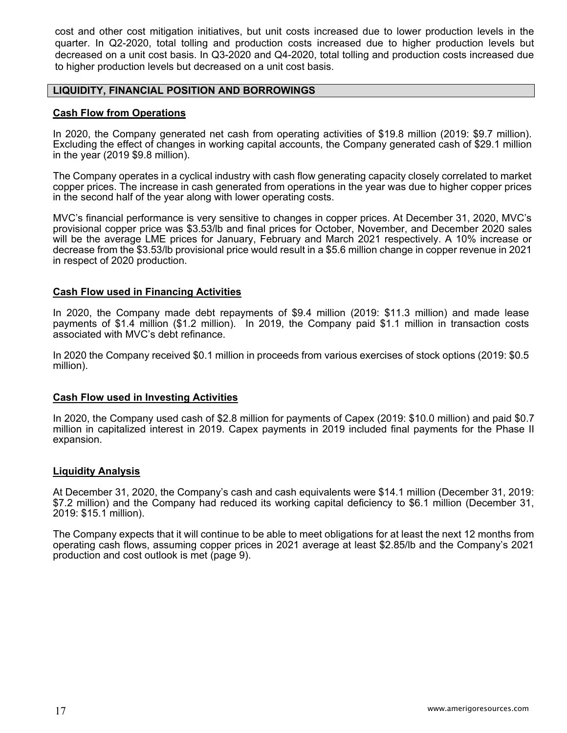cost and other cost mitigation initiatives, but unit costs increased due to lower production levels in the quarter. In Q2-2020, total tolling and production costs increased due to higher production levels but decreased on a unit cost basis. In Q3-2020 and Q4-2020, total tolling and production costs increased due to higher production levels but decreased on a unit cost basis.

## LIQUIDITY, FINANCIAL POSITION AND BORROWINGS

### Cash Flow from Operations

In 2020, the Company generated net cash from operating activities of $19.8 million (2019: $9.7 million). Excluding the effect of changes in working capital accounts, the Company generated cash of $29.1 million in the year (2019 $9.8 million).

The Company operates in a cyclical industry with cash flow generating capacity closely correlated to market copper prices. The increase in cash generated from operations in the year was due to higher copper prices in the second half of the year along with lower operating costs.

MVC's financial performance is very sensitive to changes in copper prices. At December 31, 2020, MVC's provisional copper price was $3.53/lb and final prices for October, November, and December 2020 sales will be the average LME prices for January, February and March 2021 respectively. A 10% increase or decrease from the $3.53/lb provisional price would result in a $5.6 million change in copper revenue in 2021 in respect of 2020 production.

### Cash Flow used in Financing Activities

In 2020, the Company made debt repayments of $9.4 million (2019: $11.3 million) and made lease payments of $1.4 million ($1.2 million). In 2019, the Company paid $1.1 million in transaction costs associated with MVC's debt refinance.

In 2020 the Company received $0.1 million in proceeds from various exercises of stock options (2019: $0.5 million).

### Cash Flow used in Investing Activities

In 2020, the Company used cash of $2.8 million for payments of Capex (2019: $10.0 million) and paid $0.7 million in capitalized interest in 2019. Capex payments in 2019 included final payments for the Phase II expansion.

### Liquidity Analysis

At December 31, 2020, the Company's cash and cash equivalents were $14.1 million (December 31, 2019: $7.2 million) and the Company had reduced its working capital deficiency to $6.1 million (December 31, 2019: $15.1 million).

The Company expects that it will continue to be able to meet obligations for at least the next 12 months from operating cash flows, assuming copper prices in 2021 average at least $2.85/lb and the Company's 2021 production and cost outlook is met (page 9).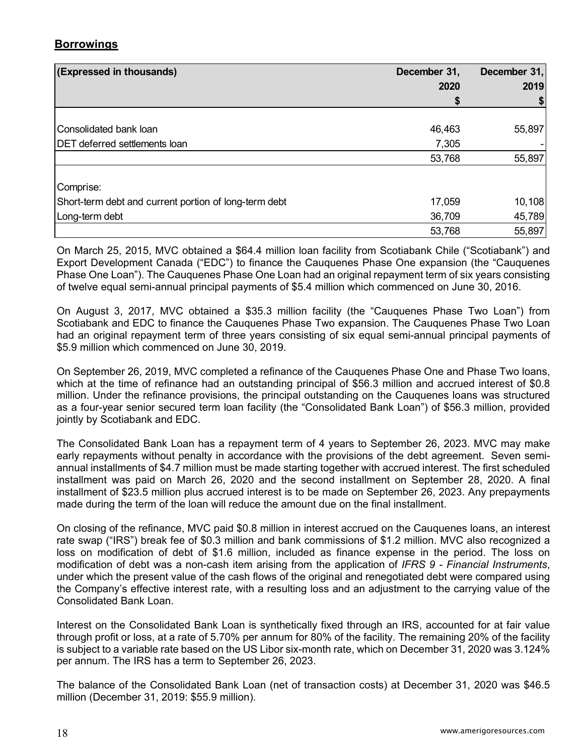## Borrowings

| (Expressed in thousands) | December 31, 2020 $ | December 31, 2019 $ |
|---|---|---|
| Consolidated bank loan | 46,463 | 55,897 |
| DET deferred settlements loan | 7,305 | - |
| | 53,768 | 55,897 |
| Comprise: | | |
| Short-term debt and current portion of long-term debt | 17,059 | 10,108 |
| Long-term debt | 36,709 | 45,789 |
| | 53,768 | 55,897 |

On March 25, 2015, MVC obtained a $64.4 million loan facility from Scotiabank Chile ("Scotiabank") and Export Development Canada ("EDC") to finance the Cauquenes Phase One expansion (the "Cauquenes Phase One Loan"). The Cauquenes Phase One Loan had an original repayment term of six years consisting of twelve equal semi-annual principal payments of $5.4 million which commenced on June 30, 2016.

On August 3, 2017, MVC obtained a $35.3 million facility (the "Cauquenes Phase Two Loan") from Scotiabank and EDC to finance the Cauquenes Phase Two expansion. The Cauquenes Phase Two Loan had an original repayment term of three years consisting of six equal semi-annual principal payments of $5.9 million which commenced on June 30, 2019.

On September 26, 2019, MVC completed a refinance of the Cauquenes Phase One and Phase Two loans, which at the time of refinance had an outstanding principal of $56.3 million and accrued interest of $0.8 million. Under the refinance provisions, the principal outstanding on the Cauquenes loans was structured as a four-year senior secured term loan facility (the "Consolidated Bank Loan") of $56.3 million, provided jointly by Scotiabank and EDC.

The Consolidated Bank Loan has a repayment term of 4 years to September 26, 2023. MVC may make early repayments without penalty in accordance with the provisions of the debt agreement. Seven semi-annual installments of $4.7 million must be made starting together with accrued interest. The first scheduled installment was paid on March 26, 2020 and the second installment on September 28, 2020. A final installment of $23.5 million plus accrued interest is to be made on September 26, 2023. Any prepayments made during the term of the loan will reduce the amount due on the final installment.

On closing of the refinance, MVC paid $0.8 million in interest accrued on the Cauquenes loans, an interest rate swap ("IRS") break fee of $0.3 million and bank commissions of $1.2 million. MVC also recognized a loss on modification of debt of $1.6 million, included as finance expense in the period. The loss on modification of debt was a non-cash item arising from the application of *IFRS 9 - Financial Instruments*, under which the present value of the cash flows of the original and renegotiated debt were compared using the Company's effective interest rate, with a resulting loss and an adjustment to the carrying value of the Consolidated Bank Loan.

Interest on the Consolidated Bank Loan is synthetically fixed through an IRS, accounted for at fair value through profit or loss, at a rate of 5.70% per annum for 80% of the facility. The remaining 20% of the facility is subject to a variable rate based on the US Libor six-month rate, which on December 31, 2020 was 3.124% per annum. The IRS has a term to September 26, 2023.

The balance of the Consolidated Bank Loan (net of transaction costs) at December 31, 2020 was $46.5 million (December 31, 2019: $55.9 million).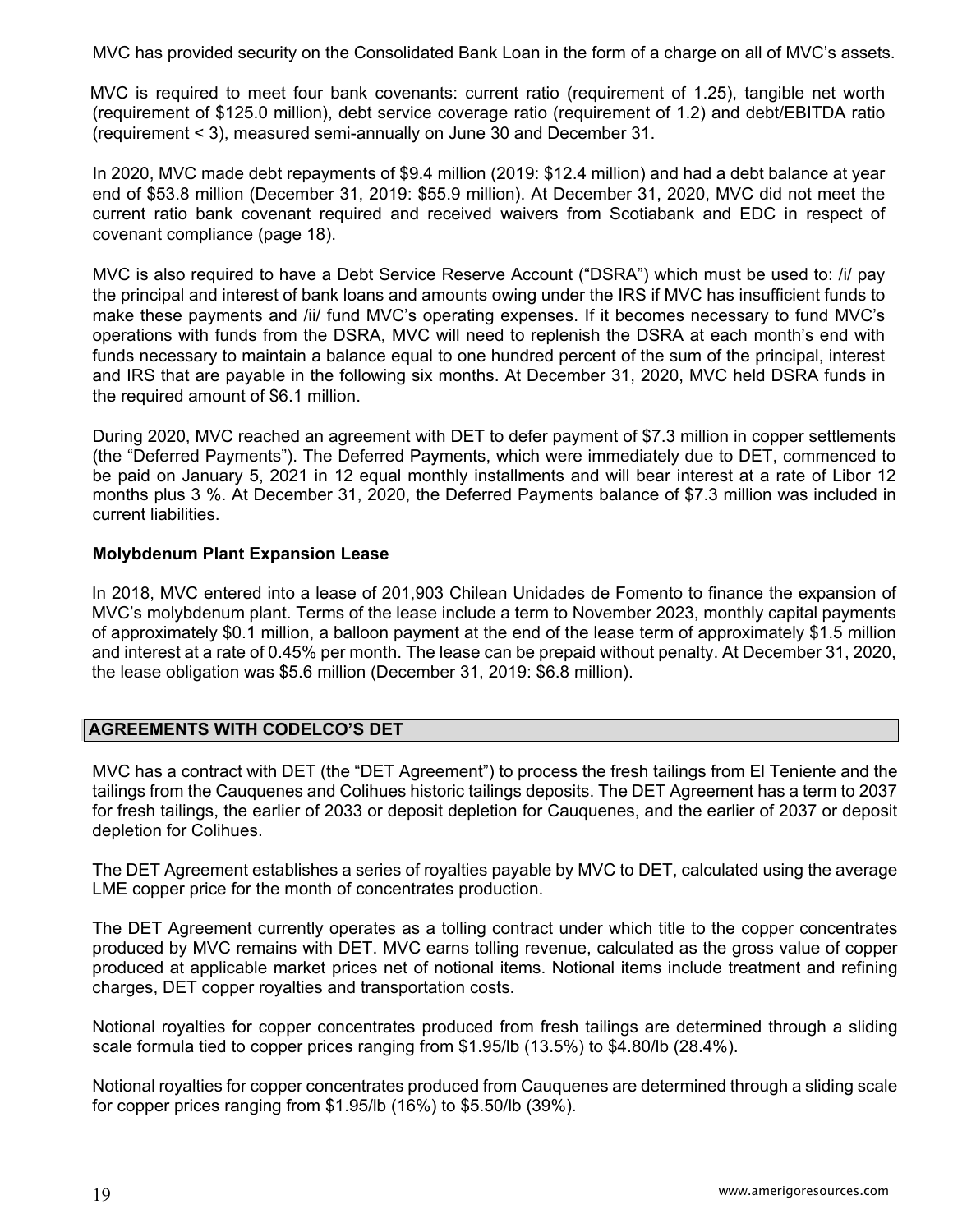MVC has provided security on the Consolidated Bank Loan in the form of a charge on all of MVC's assets.

MVC is required to meet four bank covenants: current ratio (requirement of 1.25), tangible net worth (requirement of $125.0 million), debt service coverage ratio (requirement of 1.2) and debt/EBITDA ratio (requirement < 3), measured semi-annually on June 30 and December 31.

In 2020, MVC made debt repayments of $9.4 million (2019: $12.4 million) and had a debt balance at year end of $53.8 million (December 31, 2019: $55.9 million). At December 31, 2020, MVC did not meet the current ratio bank covenant required and received waivers from Scotiabank and EDC in respect of covenant compliance (page 18).

MVC is also required to have a Debt Service Reserve Account ("DSRA") which must be used to: /i/ pay the principal and interest of bank loans and amounts owing under the IRS if MVC has insufficient funds to make these payments and /ii/ fund MVC's operating expenses. If it becomes necessary to fund MVC's operations with funds from the DSRA, MVC will need to replenish the DSRA at each month's end with funds necessary to maintain a balance equal to one hundred percent of the sum of the principal, interest and IRS that are payable in the following six months. At December 31, 2020, MVC held DSRA funds in the required amount of $6.1 million.

During 2020, MVC reached an agreement with DET to defer payment of $7.3 million in copper settlements (the "Deferred Payments"). The Deferred Payments, which were immediately due to DET, commenced to be paid on January 5, 2021 in 12 equal monthly installments and will bear interest at a rate of Libor 12 months plus 3 %. At December 31, 2020, the Deferred Payments balance of $7.3 million was included in current liabilities.

**Molybdenum Plant Expansion Lease**

In 2018, MVC entered into a lease of 201,903 Chilean Unidades de Fomento to finance the expansion of MVC's molybdenum plant. Terms of the lease include a term to November 2023, monthly capital payments of approximately $0.1 million, a balloon payment at the end of the lease term of approximately $1.5 million and interest at a rate of 0.45% per month. The lease can be prepaid without penalty. At December 31, 2020, the lease obligation was $5.6 million (December 31, 2019: $6.8 million).

## AGREEMENTS WITH CODELCO'S DET

MVC has a contract with DET (the "DET Agreement") to process the fresh tailings from El Teniente and the tailings from the Cauquenes and Colihues historic tailings deposits. The DET Agreement has a term to 2037 for fresh tailings, the earlier of 2033 or deposit depletion for Cauquenes, and the earlier of 2037 or deposit depletion for Colihues.

The DET Agreement establishes a series of royalties payable by MVC to DET, calculated using the average LME copper price for the month of concentrates production.

The DET Agreement currently operates as a tolling contract under which title to the copper concentrates produced by MVC remains with DET. MVC earns tolling revenue, calculated as the gross value of copper produced at applicable market prices net of notional items. Notional items include treatment and refining charges, DET copper royalties and transportation costs.

Notional royalties for copper concentrates produced from fresh tailings are determined through a sliding scale formula tied to copper prices ranging from $1.95/lb (13.5%) to $4.80/lb (28.4%).

Notional royalties for copper concentrates produced from Cauquenes are determined through a sliding scale for copper prices ranging from $1.95/lb (16%) to $5.50/lb (39%).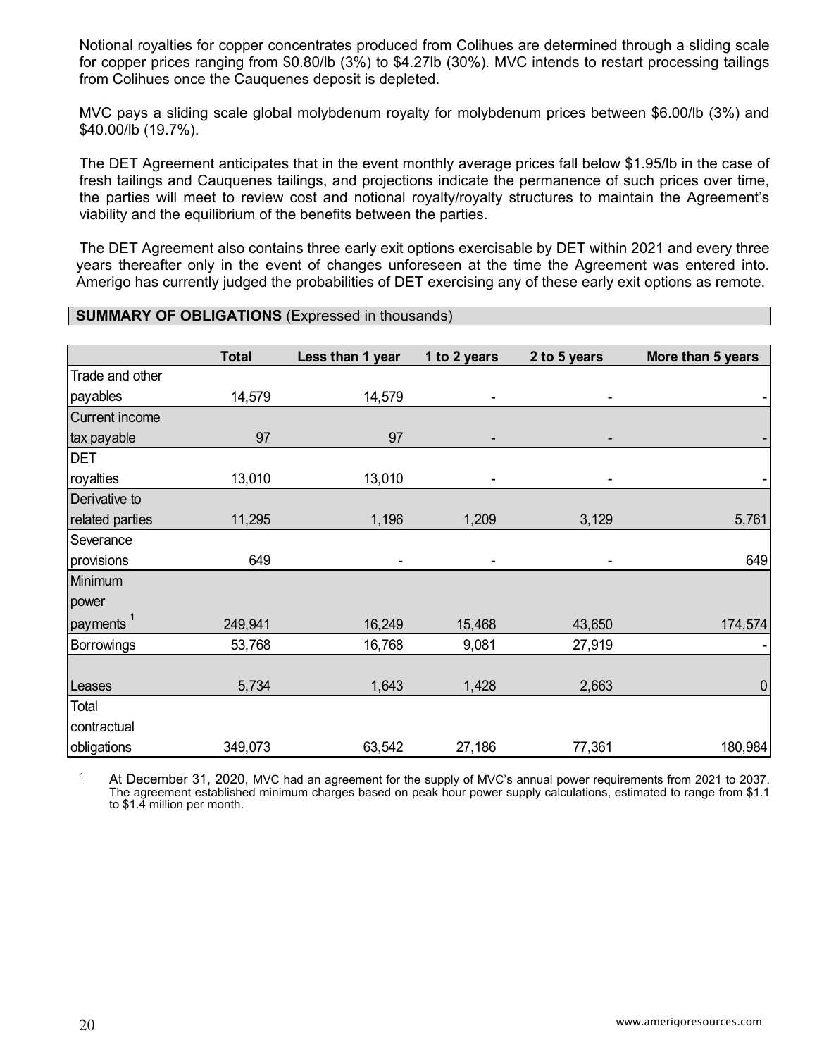Notional royalties for copper concentrates produced from Colihues are determined through a sliding scale for copper prices ranging from \$0.80/lb (3%) to \$4.27lb (30%). MVC intends to restart processing tailings from Colihues once the Cauquenes deposit is depleted.

MVC pays a sliding scale global molybdenum royalty for molybdenum prices between \$6.00/lb (3%) and \$40.00/lb (19.7%).

The DET Agreement anticipates that in the event monthly average prices fall below \$1.95/lb in the case of fresh tailings and Cauquenes tailings, and projections indicate the permanence of such prices over time, the parties will meet to review cost and notional royalty/royalty structures to maintain the Agreement's viability and the equilibrium of the benefits between the parties.

The DET Agreement also contains three early exit options exercisable by DET within 2021 and every three years thereafter only in the event of changes unforeseen at the time the Agreement was entered into. Amerigo has currently judged the probabilities of DET exercising any of these early exit options as remote.

**SUMMARY OF OBLIGATIONS** (Expressed in thousands)

| | Total | Less than 1 year | 1 to 2 years | 2 to 5 years | More than 5 years |
|---|---|---|---|---|---|
| Trade and other payables | 14,579 | 14,579 | - | - | - |
| Current income tax payable | 97 | 97 | - | - | - |
| DET royalties | 13,010 | 13,010 | - | - | - |
| Derivative to related parties | 11,295 | 1,196 | 1,209 | 3,129 | 5,761 |
| Severance provisions | 649 | - | - | - | 649 |
| Minimum power payments [1] | 249,941 | 16,249 | 15,468 | 43,650 | 174,574 |
| Borrowings | 53,768 | 16,768 | 9,081 | 27,919 | - |
| Leases | 5,734 | 1,643 | 1,428 | 2,663 | 0 |
| Total contractual obligations | 349,073 | 63,542 | 27,186 | 77,361 | 180,984 |

[1] At December 31, 2020, MVC had an agreement for the supply of MVC's annual power requirements from 2021 to 2037. The agreement established minimum charges based on peak hour power supply calculations, estimated to range from \$1.1 to \$1.4 million per month.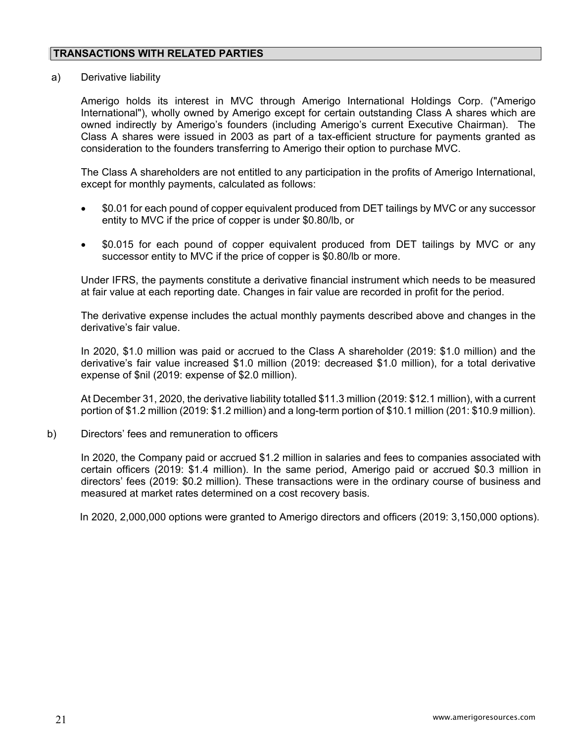## TRANSACTIONS WITH RELATED PARTIES

a) Derivative liability

Amerigo holds its interest in MVC through Amerigo International Holdings Corp. ("Amerigo International"), wholly owned by Amerigo except for certain outstanding Class A shares which are owned indirectly by Amerigo's founders (including Amerigo's current Executive Chairman). The Class A shares were issued in 2003 as part of a tax-efficient structure for payments granted as consideration to the founders transferring to Amerigo their option to purchase MVC.

The Class A shareholders are not entitled to any participation in the profits of Amerigo International, except for monthly payments, calculated as follows:

- $0.01 for each pound of copper equivalent produced from DET tailings by MVC or any successor entity to MVC if the price of copper is under $0.80/lb, or
- $0.015 for each pound of copper equivalent produced from DET tailings by MVC or any successor entity to MVC if the price of copper is $0.80/lb or more.

Under IFRS, the payments constitute a derivative financial instrument which needs to be measured at fair value at each reporting date. Changes in fair value are recorded in profit for the period.

The derivative expense includes the actual monthly payments described above and changes in the derivative's fair value.

In 2020, $1.0 million was paid or accrued to the Class A shareholder (2019: $1.0 million) and the derivative's fair value increased $1.0 million (2019: decreased $1.0 million), for a total derivative expense of $nil (2019: expense of $2.0 million).

At December 31, 2020, the derivative liability totalled $11.3 million (2019: $12.1 million), with a current portion of $1.2 million (2019: $1.2 million) and a long-term portion of $10.1 million (201: $10.9 million).

b) Directors' fees and remuneration to officers

In 2020, the Company paid or accrued $1.2 million in salaries and fees to companies associated with certain officers (2019: $1.4 million). In the same period, Amerigo paid or accrued $0.3 million in directors' fees (2019: $0.2 million). These transactions were in the ordinary course of business and measured at market rates determined on a cost recovery basis.

In 2020, 2,000,000 options were granted to Amerigo directors and officers (2019: 3,150,000 options).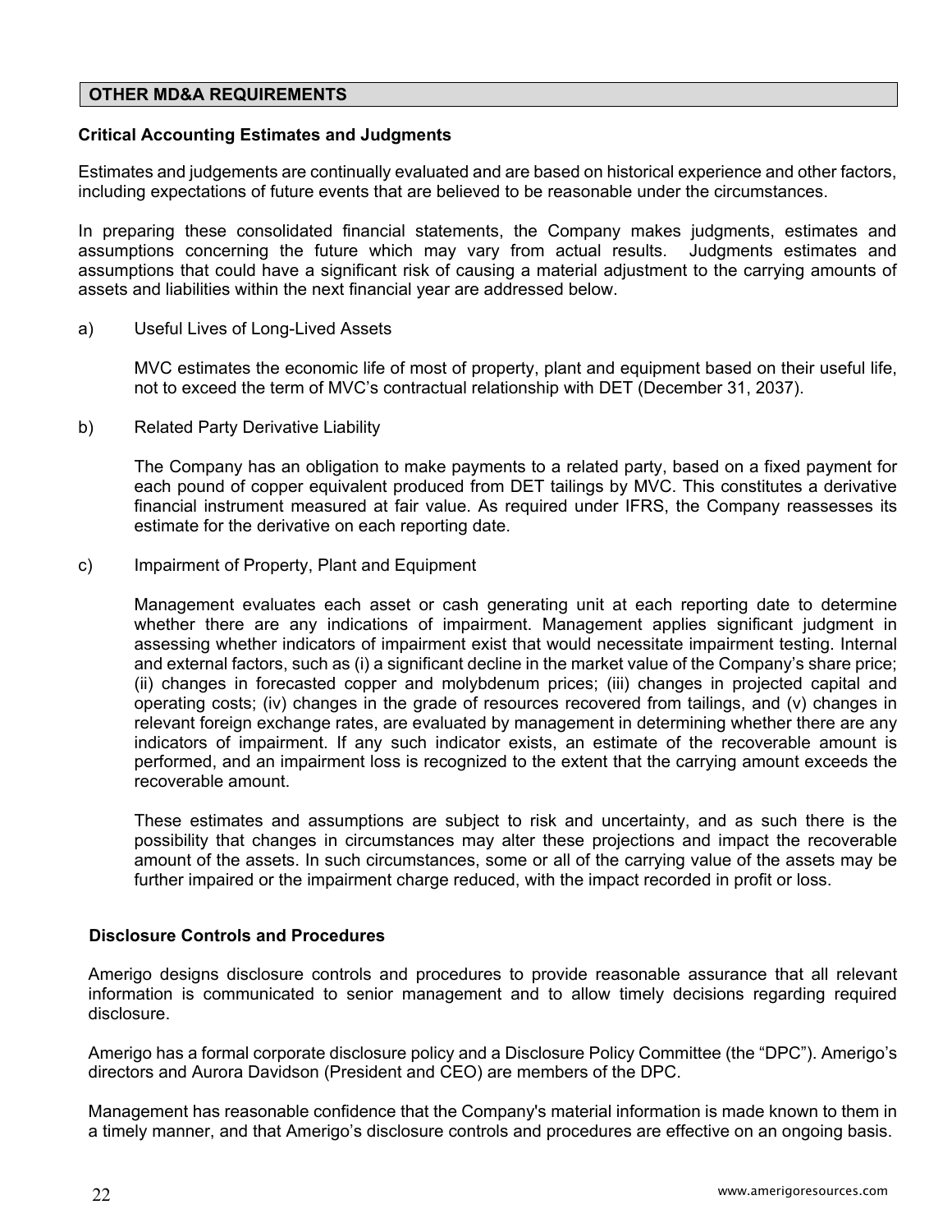## OTHER MD&A REQUIREMENTS

### Critical Accounting Estimates and Judgments

Estimates and judgements are continually evaluated and are based on historical experience and other factors, including expectations of future events that are believed to be reasonable under the circumstances.

In preparing these consolidated financial statements, the Company makes judgments, estimates and assumptions concerning the future which may vary from actual results. Judgments estimates and assumptions that could have a significant risk of causing a material adjustment to the carrying amounts of assets and liabilities within the next financial year are addressed below.

a) Useful Lives of Long-Lived Assets

MVC estimates the economic life of most of property, plant and equipment based on their useful life, not to exceed the term of MVC's contractual relationship with DET (December 31, 2037).

b) Related Party Derivative Liability

The Company has an obligation to make payments to a related party, based on a fixed payment for each pound of copper equivalent produced from DET tailings by MVC. This constitutes a derivative financial instrument measured at fair value. As required under IFRS, the Company reassesses its estimate for the derivative on each reporting date.

c) Impairment of Property, Plant and Equipment

Management evaluates each asset or cash generating unit at each reporting date to determine whether there are any indications of impairment. Management applies significant judgment in assessing whether indicators of impairment exist that would necessitate impairment testing. Internal and external factors, such as (i) a significant decline in the market value of the Company's share price; (ii) changes in forecasted copper and molybdenum prices; (iii) changes in projected capital and operating costs; (iv) changes in the grade of resources recovered from tailings, and (v) changes in relevant foreign exchange rates, are evaluated by management in determining whether there are any indicators of impairment. If any such indicator exists, an estimate of the recoverable amount is performed, and an impairment loss is recognized to the extent that the carrying amount exceeds the recoverable amount.

These estimates and assumptions are subject to risk and uncertainty, and as such there is the possibility that changes in circumstances may alter these projections and impact the recoverable amount of the assets. In such circumstances, some or all of the carrying value of the assets may be further impaired or the impairment charge reduced, with the impact recorded in profit or loss.

### Disclosure Controls and Procedures

Amerigo designs disclosure controls and procedures to provide reasonable assurance that all relevant information is communicated to senior management and to allow timely decisions regarding required disclosure.

Amerigo has a formal corporate disclosure policy and a Disclosure Policy Committee (the "DPC"). Amerigo's directors and Aurora Davidson (President and CEO) are members of the DPC.

Management has reasonable confidence that the Company's material information is made known to them in a timely manner, and that Amerigo's disclosure controls and procedures are effective on an ongoing basis.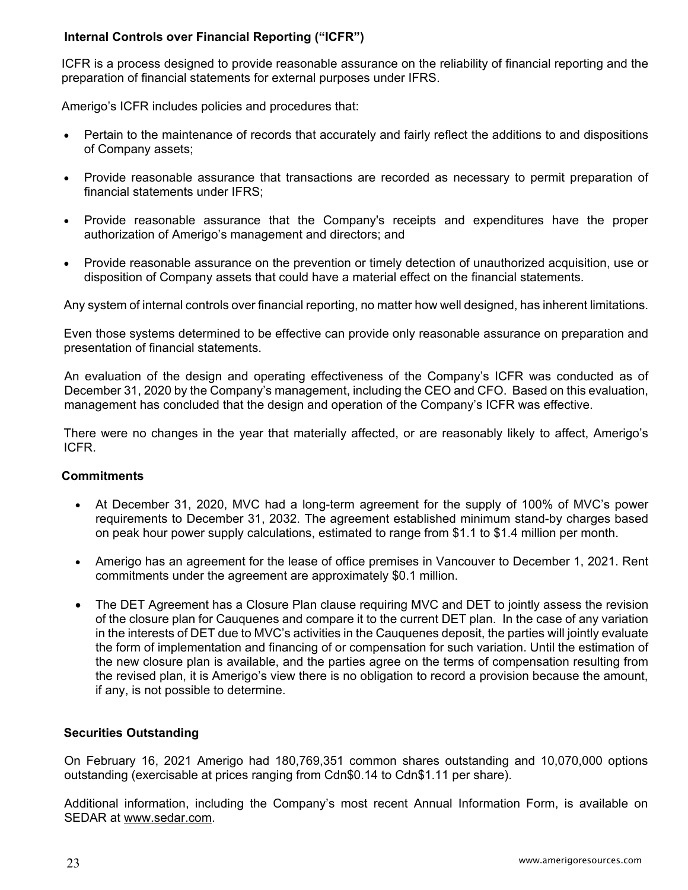## Internal Controls over Financial Reporting ("ICFR")

ICFR is a process designed to provide reasonable assurance on the reliability of financial reporting and the preparation of financial statements for external purposes under IFRS.

Amerigo's ICFR includes policies and procedures that:

- Pertain to the maintenance of records that accurately and fairly reflect the additions to and dispositions of Company assets;
- Provide reasonable assurance that transactions are recorded as necessary to permit preparation of financial statements under IFRS;
- Provide reasonable assurance that the Company's receipts and expenditures have the proper authorization of Amerigo's management and directors; and
- Provide reasonable assurance on the prevention or timely detection of unauthorized acquisition, use or disposition of Company assets that could have a material effect on the financial statements.

Any system of internal controls over financial reporting, no matter how well designed, has inherent limitations.

Even those systems determined to be effective can provide only reasonable assurance on preparation and presentation of financial statements.

An evaluation of the design and operating effectiveness of the Company's ICFR was conducted as of December 31, 2020 by the Company's management, including the CEO and CFO. Based on this evaluation, management has concluded that the design and operation of the Company's ICFR was effective.

There were no changes in the year that materially affected, or are reasonably likely to affect, Amerigo's ICFR.

## Commitments

- At December 31, 2020, MVC had a long-term agreement for the supply of 100% of MVC's power requirements to December 31, 2032. The agreement established minimum stand-by charges based on peak hour power supply calculations, estimated to range from $1.1 to $1.4 million per month.
- Amerigo has an agreement for the lease of office premises in Vancouver to December 1, 2021. Rent commitments under the agreement are approximately $0.1 million.
- The DET Agreement has a Closure Plan clause requiring MVC and DET to jointly assess the revision of the closure plan for Cauquenes and compare it to the current DET plan. In the case of any variation in the interests of DET due to MVC's activities in the Cauquenes deposit, the parties will jointly evaluate the form of implementation and financing of or compensation for such variation. Until the estimation of the new closure plan is available, and the parties agree on the terms of compensation resulting from the revised plan, it is Amerigo's view there is no obligation to record a provision because the amount, if any, is not possible to determine.

## Securities Outstanding

On February 16, 2021 Amerigo had 180,769,351 common shares outstanding and 10,070,000 options outstanding (exercisable at prices ranging from Cdn$0.14 to Cdn$1.11 per share).

Additional information, including the Company's most recent Annual Information Form, is available on SEDAR at www.sedar.com.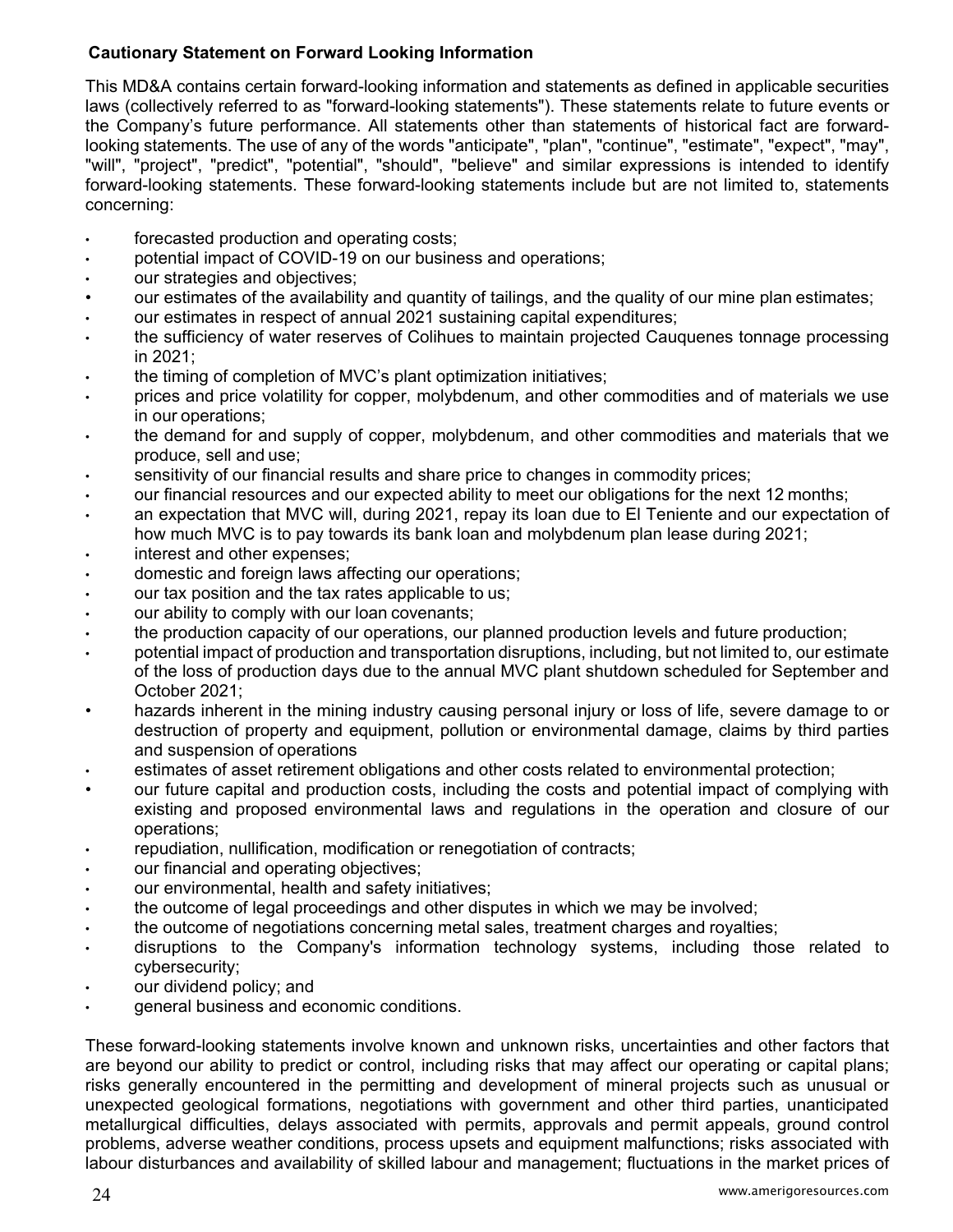**Cautionary Statement on Forward Looking Information**

This MD&A contains certain forward-looking information and statements as defined in applicable securities laws (collectively referred to as "forward-looking statements"). These statements relate to future events or the Company's future performance. All statements other than statements of historical fact are forward-looking statements. The use of any of the words "anticipate", "plan", "continue", "estimate", "expect", "may", "will", "project", "predict", "potential", "should", "believe" and similar expressions is intended to identify forward-looking statements. These forward-looking statements include but are not limited to, statements concerning:

- forecasted production and operating costs;
- potential impact of COVID-19 on our business and operations;
- our strategies and objectives;
- our estimates of the availability and quantity of tailings, and the quality of our mine plan estimates;
- our estimates in respect of annual 2021 sustaining capital expenditures;
- the sufficiency of water reserves of Colihues to maintain projected Cauquenes tonnage processing in 2021;
- the timing of completion of MVC's plant optimization initiatives;
- prices and price volatility for copper, molybdenum, and other commodities and of materials we use in our operations;
- the demand for and supply of copper, molybdenum, and other commodities and materials that we produce, sell and use;
- sensitivity of our financial results and share price to changes in commodity prices;
- our financial resources and our expected ability to meet our obligations for the next 12 months;
- an expectation that MVC will, during 2021, repay its loan due to El Teniente and our expectation of how much MVC is to pay towards its bank loan and molybdenum plan lease during 2021;
- interest and other expenses;
- domestic and foreign laws affecting our operations;
- our tax position and the tax rates applicable to us;
- our ability to comply with our loan covenants;
- the production capacity of our operations, our planned production levels and future production;
- potential impact of production and transportation disruptions, including, but not limited to, our estimate of the loss of production days due to the annual MVC plant shutdown scheduled for September and October 2021;
- hazards inherent in the mining industry causing personal injury or loss of life, severe damage to or destruction of property and equipment, pollution or environmental damage, claims by third parties and suspension of operations
- estimates of asset retirement obligations and other costs related to environmental protection;
- our future capital and production costs, including the costs and potential impact of complying with existing and proposed environmental laws and regulations in the operation and closure of our operations;
- repudiation, nullification, modification or renegotiation of contracts;
- our financial and operating objectives;
- our environmental, health and safety initiatives;
- the outcome of legal proceedings and other disputes in which we may be involved;
- the outcome of negotiations concerning metal sales, treatment charges and royalties;
- disruptions to the Company's information technology systems, including those related to cybersecurity;
- our dividend policy; and
- general business and economic conditions.

These forward-looking statements involve known and unknown risks, uncertainties and other factors that are beyond our ability to predict or control, including risks that may affect our operating or capital plans; risks generally encountered in the permitting and development of mineral projects such as unusual or unexpected geological formations, negotiations with government and other third parties, unanticipated metallurgical difficulties, delays associated with permits, approvals and permit appeals, ground control problems, adverse weather conditions, process upsets and equipment malfunctions; risks associated with labour disturbances and availability of skilled labour and management; fluctuations in the market prices of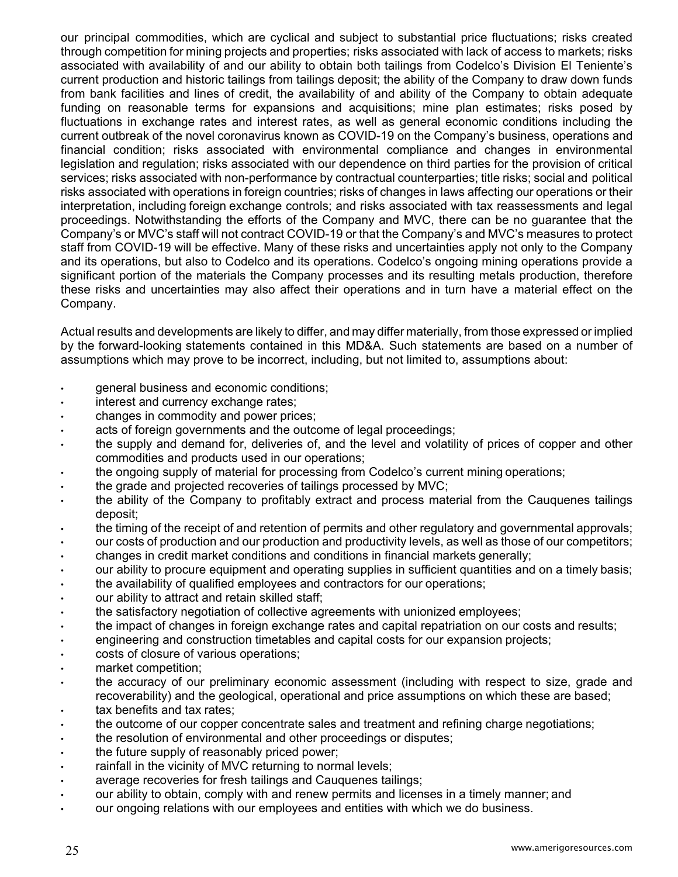our principal commodities, which are cyclical and subject to substantial price fluctuations; risks created through competition for mining projects and properties; risks associated with lack of access to markets; risks associated with availability of and our ability to obtain both tailings from Codelco's Division El Teniente's current production and historic tailings from tailings deposit; the ability of the Company to draw down funds from bank facilities and lines of credit, the availability of and ability of the Company to obtain adequate funding on reasonable terms for expansions and acquisitions; mine plan estimates; risks posed by fluctuations in exchange rates and interest rates, as well as general economic conditions including the current outbreak of the novel coronavirus known as COVID-19 on the Company's business, operations and financial condition; risks associated with environmental compliance and changes in environmental legislation and regulation; risks associated with our dependence on third parties for the provision of critical services; risks associated with non-performance by contractual counterparties; title risks; social and political risks associated with operations in foreign countries; risks of changes in laws affecting our operations or their interpretation, including foreign exchange controls; and risks associated with tax reassessments and legal proceedings. Notwithstanding the efforts of the Company and MVC, there can be no guarantee that the Company's or MVC's staff will not contract COVID-19 or that the Company's and MVC's measures to protect staff from COVID-19 will be effective. Many of these risks and uncertainties apply not only to the Company and its operations, but also to Codelco and its operations. Codelco's ongoing mining operations provide a significant portion of the materials the Company processes and its resulting metals production, therefore these risks and uncertainties may also affect their operations and in turn have a material effect on the Company.

Actual results and developments are likely to differ, and may differ materially, from those expressed or implied by the forward-looking statements contained in this MD&A. Such statements are based on a number of assumptions which may prove to be incorrect, including, but not limited to, assumptions about:

- general business and economic conditions;
- interest and currency exchange rates;
- changes in commodity and power prices;
- acts of foreign governments and the outcome of legal proceedings;
- the supply and demand for, deliveries of, and the level and volatility of prices of copper and other commodities and products used in our operations;
- the ongoing supply of material for processing from Codelco's current mining operations;
- the grade and projected recoveries of tailings processed by MVC;
- the ability of the Company to profitably extract and process material from the Cauquenes tailings deposit;
- the timing of the receipt of and retention of permits and other regulatory and governmental approvals;
- our costs of production and our production and productivity levels, as well as those of our competitors;
- changes in credit market conditions and conditions in financial markets generally;
- our ability to procure equipment and operating supplies in sufficient quantities and on a timely basis;
- the availability of qualified employees and contractors for our operations;
- our ability to attract and retain skilled staff;
- the satisfactory negotiation of collective agreements with unionized employees;
- the impact of changes in foreign exchange rates and capital repatriation on our costs and results;
- engineering and construction timetables and capital costs for our expansion projects;
- costs of closure of various operations;
- market competition;
- the accuracy of our preliminary economic assessment (including with respect to size, grade and recoverability) and the geological, operational and price assumptions on which these are based;
- tax benefits and tax rates;
- the outcome of our copper concentrate sales and treatment and refining charge negotiations;
- the resolution of environmental and other proceedings or disputes;
- the future supply of reasonably priced power;
- rainfall in the vicinity of MVC returning to normal levels;
- average recoveries for fresh tailings and Cauquenes tailings;
- our ability to obtain, comply with and renew permits and licenses in a timely manner; and
- our ongoing relations with our employees and entities with which we do business.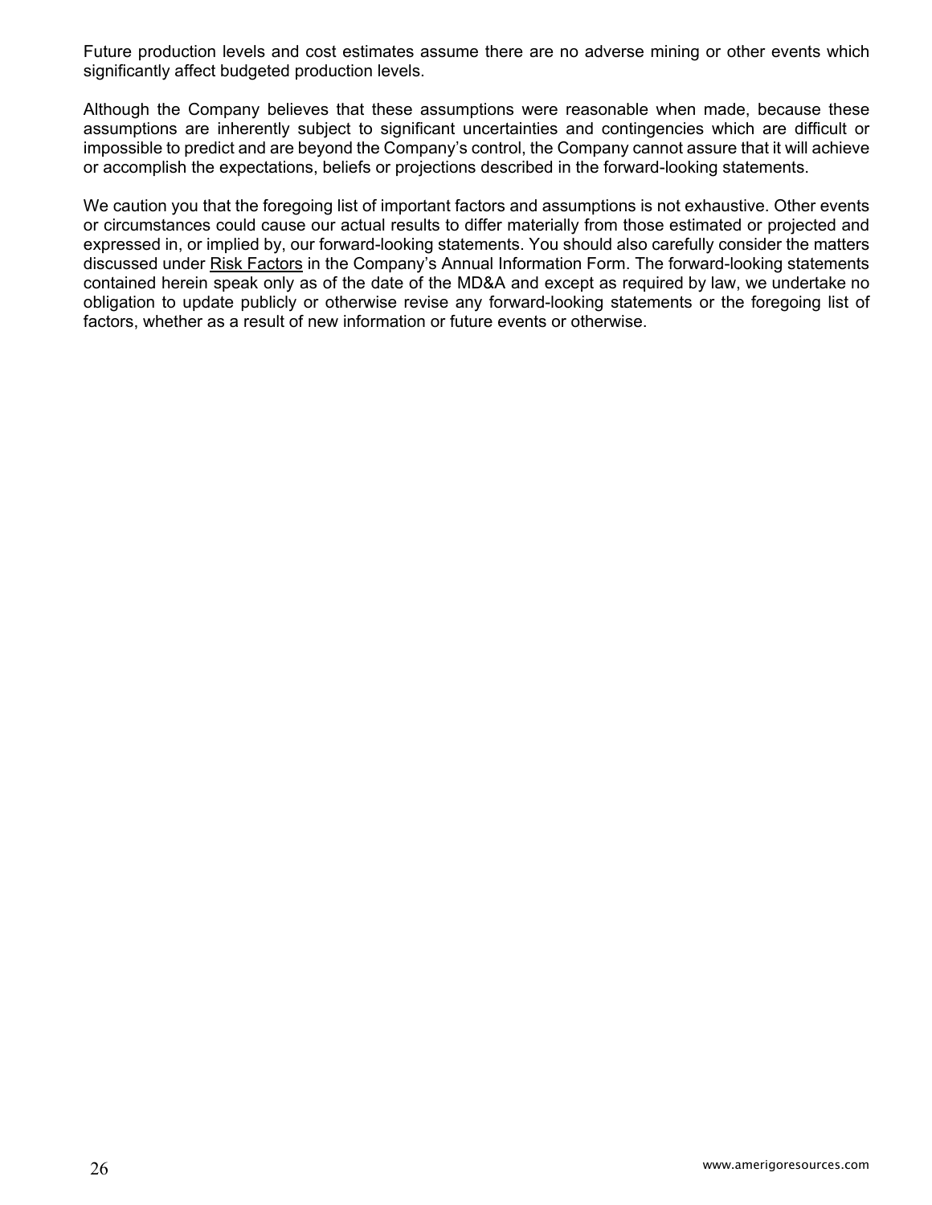Future production levels and cost estimates assume there are no adverse mining or other events which significantly affect budgeted production levels.

Although the Company believes that these assumptions were reasonable when made, because these assumptions are inherently subject to significant uncertainties and contingencies which are difficult or impossible to predict and are beyond the Company's control, the Company cannot assure that it will achieve or accomplish the expectations, beliefs or projections described in the forward-looking statements.

We caution you that the foregoing list of important factors and assumptions is not exhaustive. Other events or circumstances could cause our actual results to differ materially from those estimated or projected and expressed in, or implied by, our forward-looking statements. You should also carefully consider the matters discussed under Risk Factors in the Company's Annual Information Form. The forward-looking statements contained herein speak only as of the date of the MD&A and except as required by law, we undertake no obligation to update publicly or otherwise revise any forward-looking statements or the foregoing list of factors, whether as a result of new information or future events or otherwise.